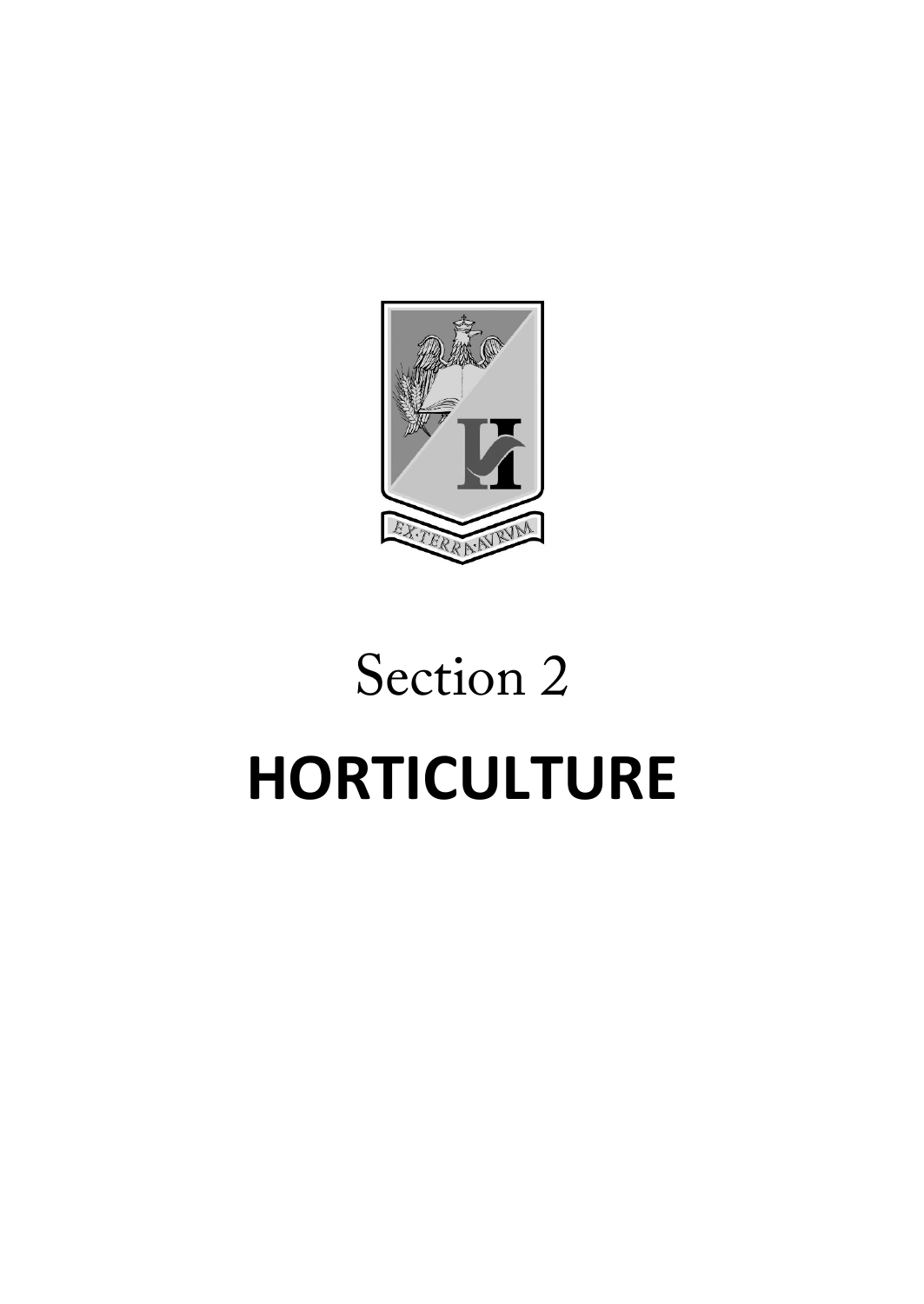EX·TERRA·AVRVM

Section 2

# HORTICULTURE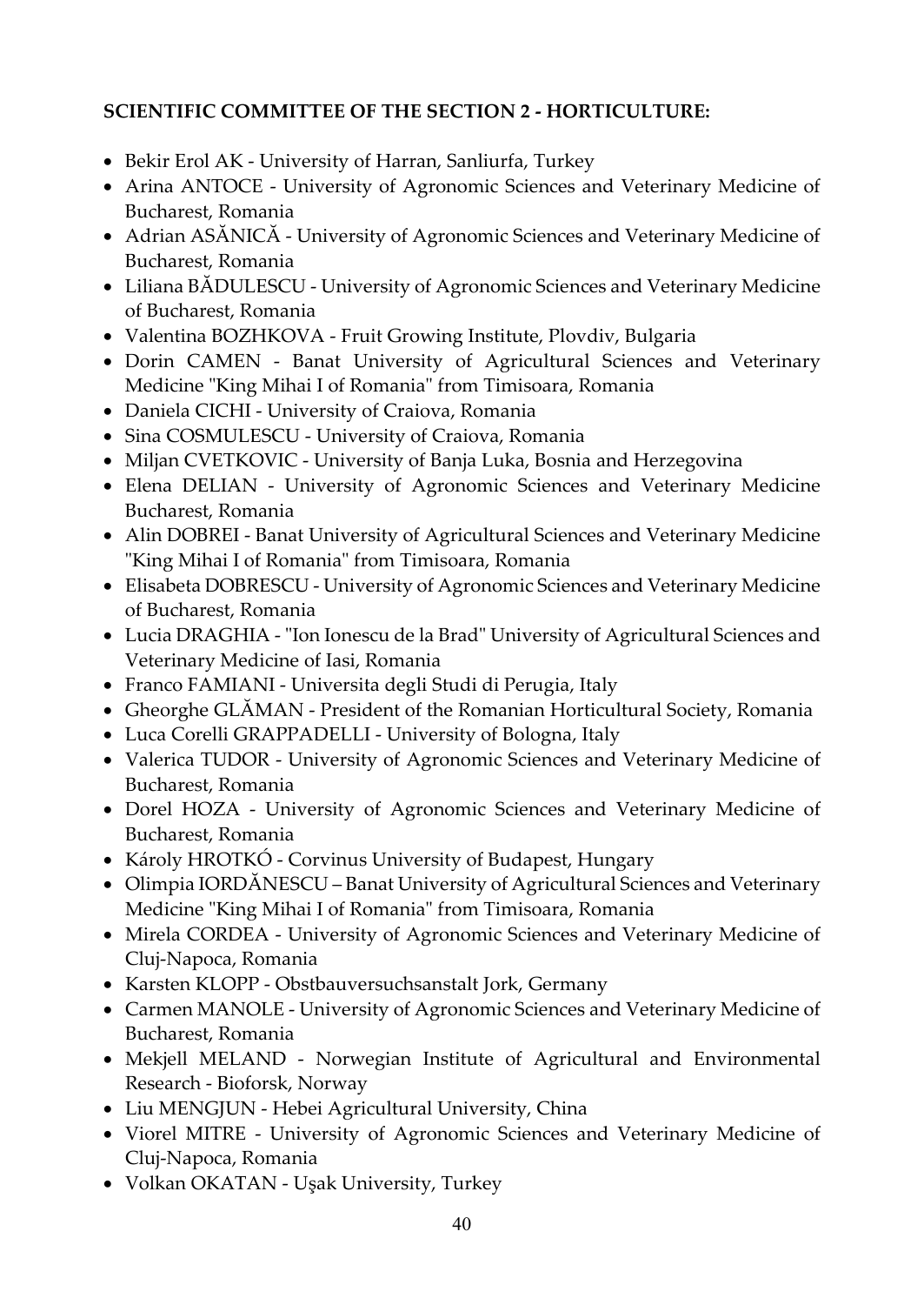**SCIENTIFIC COMMITTEE OF THE SECTION 2 - HORTICULTURE:**

- Bekir Erol AK - University of Harran, Sanliurfa, Turkey
- Arina ANTOCE - University of Agronomic Sciences and Veterinary Medicine of Bucharest, Romania
- Adrian ASĂNICĂ - University of Agronomic Sciences and Veterinary Medicine of Bucharest, Romania
- Liliana BĂDULESCU - University of Agronomic Sciences and Veterinary Medicine of Bucharest, Romania
- Valentina BOZHKOVA - Fruit Growing Institute, Plovdiv, Bulgaria
- Dorin CAMEN - Banat University of Agricultural Sciences and Veterinary Medicine "King Mihai I of Romania" from Timisoara, Romania
- Daniela CICHI - University of Craiova, Romania
- Sina COSMULESCU - University of Craiova, Romania
- Miljan CVETKOVIC - University of Banja Luka, Bosnia and Herzegovina
- Elena DELIAN - University of Agronomic Sciences and Veterinary Medicine Bucharest, Romania
- Alin DOBREI - Banat University of Agricultural Sciences and Veterinary Medicine "King Mihai I of Romania" from Timisoara, Romania
- Elisabeta DOBRESCU - University of Agronomic Sciences and Veterinary Medicine of Bucharest, Romania
- Lucia DRAGHIA - "Ion Ionescu de la Brad" University of Agricultural Sciences and Veterinary Medicine of Iasi, Romania
- Franco FAMIANI - Universita degli Studi di Perugia, Italy
- Gheorghe GLĂMAN - President of the Romanian Horticultural Society, Romania
- Luca Corelli GRAPPADELLI - University of Bologna, Italy
- Valerica TUDOR - University of Agronomic Sciences and Veterinary Medicine of Bucharest, Romania
- Dorel HOZA - University of Agronomic Sciences and Veterinary Medicine of Bucharest, Romania
- Károly HROTKÓ - Corvinus University of Budapest, Hungary
- Olimpia IORDĂNESCU – Banat University of Agricultural Sciences and Veterinary Medicine "King Mihai I of Romania" from Timisoara, Romania
- Mirela CORDEA - University of Agronomic Sciences and Veterinary Medicine of Cluj-Napoca, Romania
- Karsten KLOPP - Obstbauversuchsanstalt Jork, Germany
- Carmen MANOLE - University of Agronomic Sciences and Veterinary Medicine of Bucharest, Romania
- Mekjell MELAND - Norwegian Institute of Agricultural and Environmental Research - Bioforsk, Norway
- Liu MENGJUN - Hebei Agricultural University, China
- Viorel MITRE - University of Agronomic Sciences and Veterinary Medicine of Cluj-Napoca, Romania
- Volkan OKATAN - Uşak University, Turkey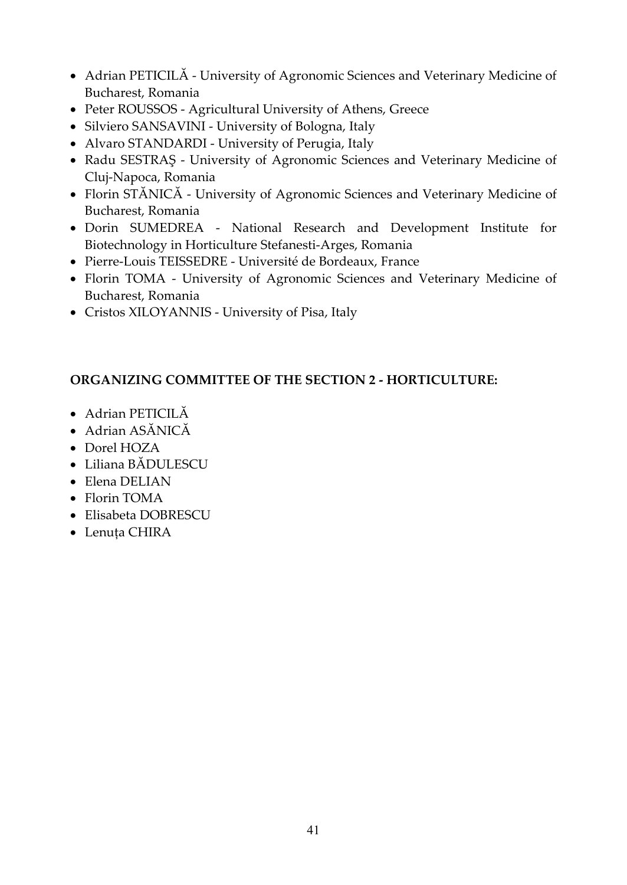- Adrian PETICILĂ - University of Agronomic Sciences and Veterinary Medicine of Bucharest, Romania
- Peter ROUSSOS - Agricultural University of Athens, Greece
- Silviero SANSAVINI - University of Bologna, Italy
- Alvaro STANDARDI - University of Perugia, Italy
- Radu SESTRAŞ - University of Agronomic Sciences and Veterinary Medicine of Cluj-Napoca, Romania
- Florin STĂNICĂ - University of Agronomic Sciences and Veterinary Medicine of Bucharest, Romania
- Dorin SUMEDREA - National Research and Development Institute for Biotechnology in Horticulture Stefanesti-Arges, Romania
- Pierre-Louis TEISSEDRE - Université de Bordeaux, France
- Florin TOMA - University of Agronomic Sciences and Veterinary Medicine of Bucharest, Romania
- Cristos XILOYANNIS - University of Pisa, Italy

**ORGANIZING COMMITTEE OF THE SECTION 2 - HORTICULTURE:**

- Adrian PETICILĂ
- Adrian ASĂNICĂ
- Dorel HOZA
- Liliana BĂDULESCU
- Elena DELIAN
- Florin TOMA
- Elisabeta DOBRESCU
- Lenuța CHIRA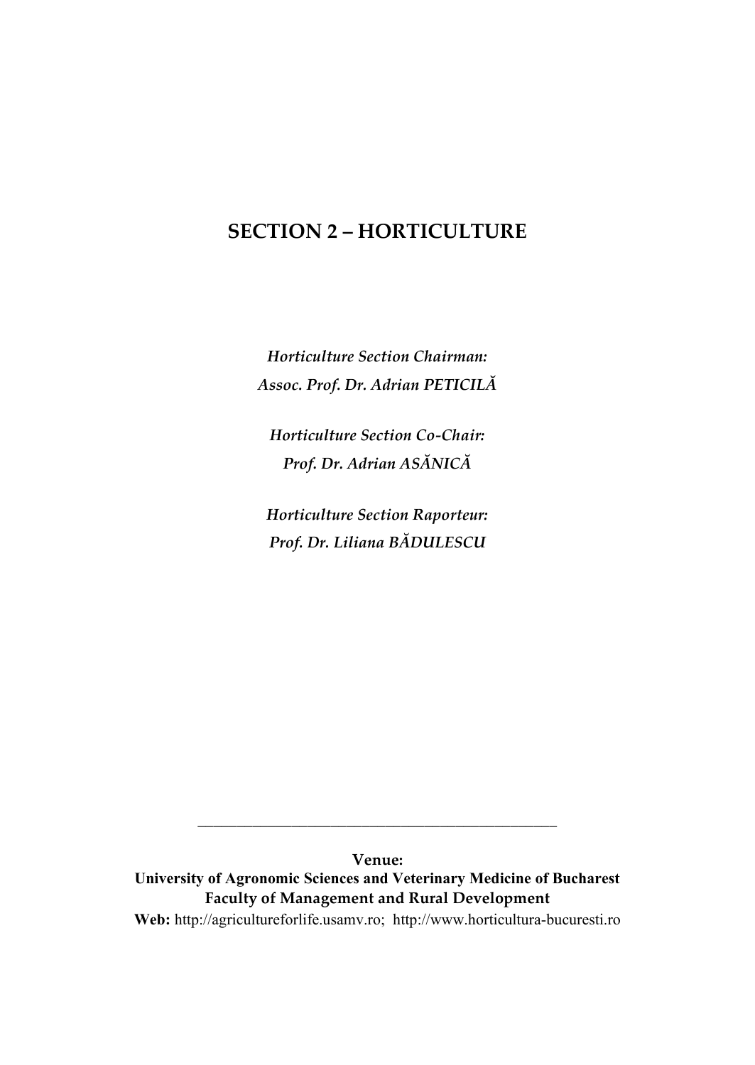# SECTION 2 – HORTICULTURE

*Horticulture Section Chairman:*
*Assoc. Prof. Dr. Adrian PETICILĂ*

*Horticulture Section Co-Chair:*
*Prof. Dr. Adrian ASĂNICĂ*

*Horticulture Section Raporteur:*
*Prof. Dr. Liliana BĂDULESCU*

---

**Venue:**
**University of Agronomic Sciences and Veterinary Medicine of Bucharest**
**Faculty of Management and Rural Development**
**Web:** http://agricultureforlife.usamv.ro; http://www.horticultura-bucuresti.ro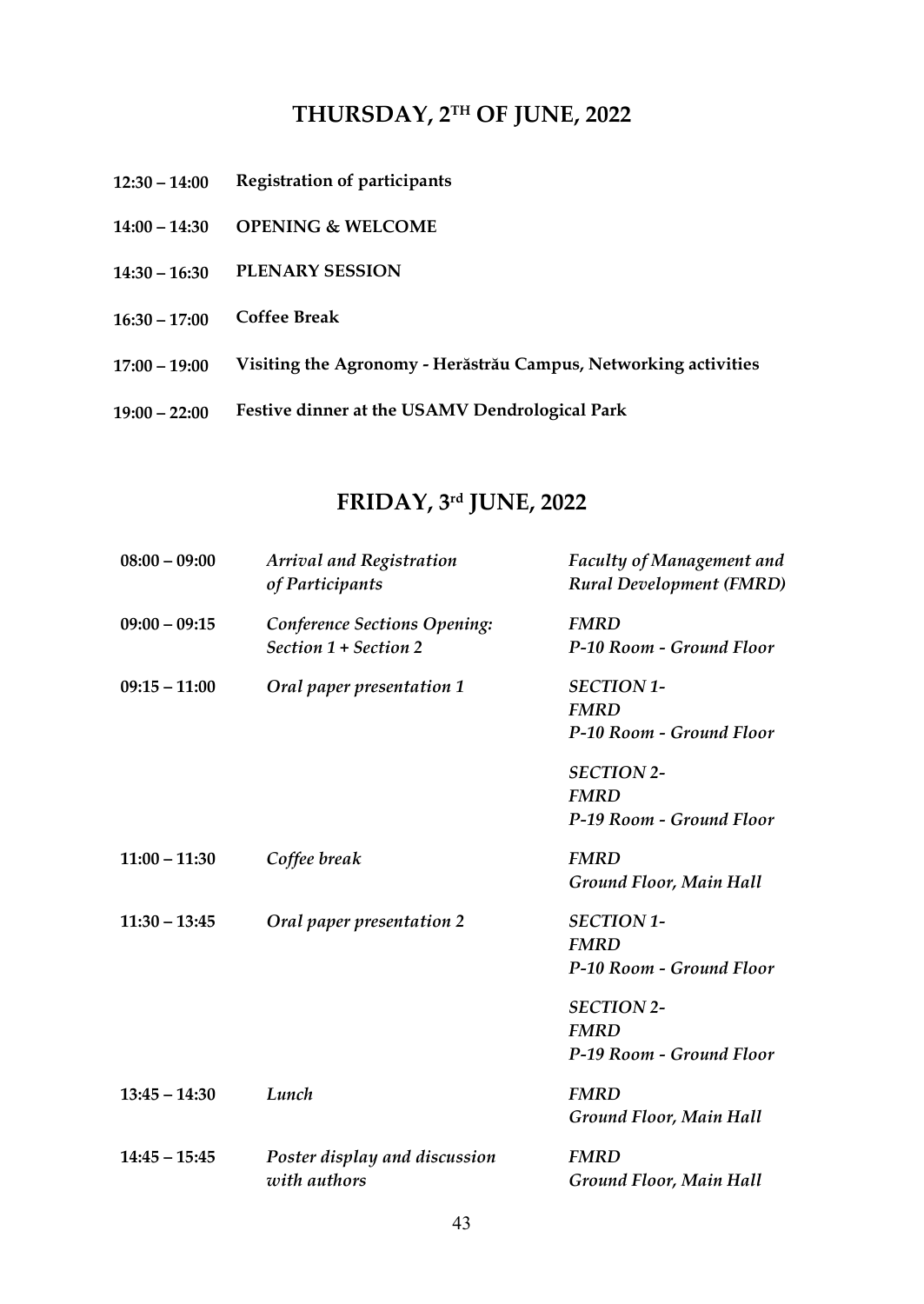## THURSDAY, 2TH OF JUNE, 2022

| | |
|---|---|
| **12:30 – 14:00** | **Registration of participants** |
| **14:00 – 14:30** | **OPENING & WELCOME** |
| **14:30 – 16:30** | **PLENARY SESSION** |
| **16:30 – 17:00** | **Coffee Break** |
| **17:00 – 19:00** | **Visiting the Agronomy - Herăstrău Campus, Networking activities** |
| **19:00 – 22:00** | **Festive dinner at the USAMV Dendrological Park** |

## FRIDAY, 3rd JUNE, 2022

| | | |
|---|---|---|
| **08:00 – 09:00** | *Arrival and Registration of Participants* | *Faculty of Management and Rural Development (FMRD)* |
| **09:00 – 09:15** | *Conference Sections Opening: Section 1 + Section 2* | ***FMRD*** *P-10 Room - Ground Floor* |
| **09:15 – 11:00** | *Oral paper presentation 1* | ***SECTION 1- FMRD*** *P-10 Room - Ground Floor* |
| | | ***SECTION 2- FMRD*** *P-19 Room - Ground Floor* |
| **11:00 – 11:30** | *Coffee break* | ***FMRD*** *Ground Floor, Main Hall* |
| **11:30 – 13:45** | *Oral paper presentation 2* | ***SECTION 1- FMRD*** *P-10 Room - Ground Floor* |
| | | ***SECTION 2- FMRD*** *P-19 Room - Ground Floor* |
| **13:45 – 14:30** | *Lunch* | ***FMRD*** *Ground Floor, Main Hall* |
| **14:45 – 15:45** | *Poster display and discussion with authors* | ***FMRD*** *Ground Floor, Main Hall* |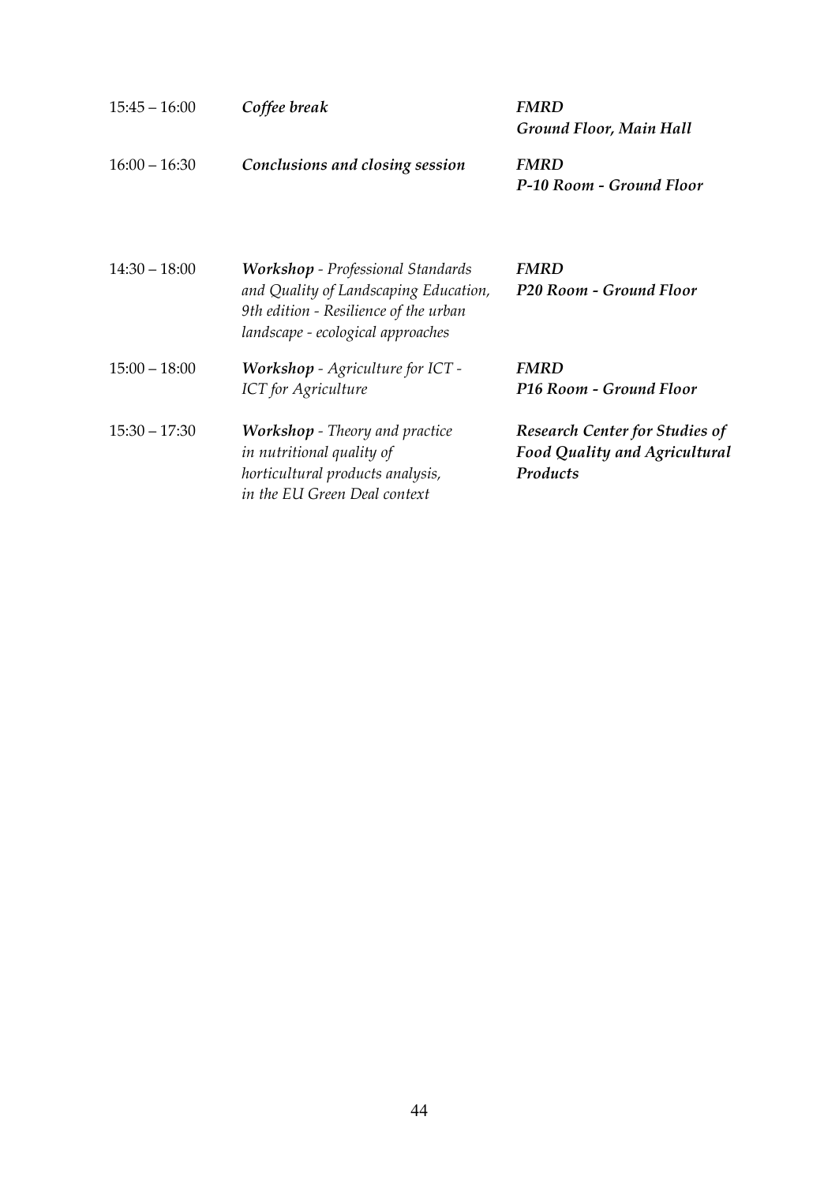| | | |
|---|---|---|
| 15:45 – 16:00 | ***Coffee break*** | ***FMRD*** <br> ***Ground Floor, Main Hall*** |
| 16:00 – 16:30 | ***Conclusions and closing session*** | ***FMRD*** <br> ***P-10 Room - Ground Floor*** |

| | | |
|---|---|---|
| 14:30 – 18:00 | ***Workshop*** *- Professional Standards and Quality of Landscaping Education, 9th edition - Resilience of the urban landscape - ecological approaches* | ***FMRD*** <br> ***P20 Room - Ground Floor*** |
| 15:00 – 18:00 | ***Workshop*** *- Agriculture for ICT - ICT for Agriculture* | ***FMRD*** <br> ***P16 Room - Ground Floor*** |
| 15:30 – 17:30 | ***Workshop*** *- Theory and practice in nutritional quality of horticultural products analysis, in the EU Green Deal context* | ***Research Center for Studies of Food Quality and Agricultural Products*** |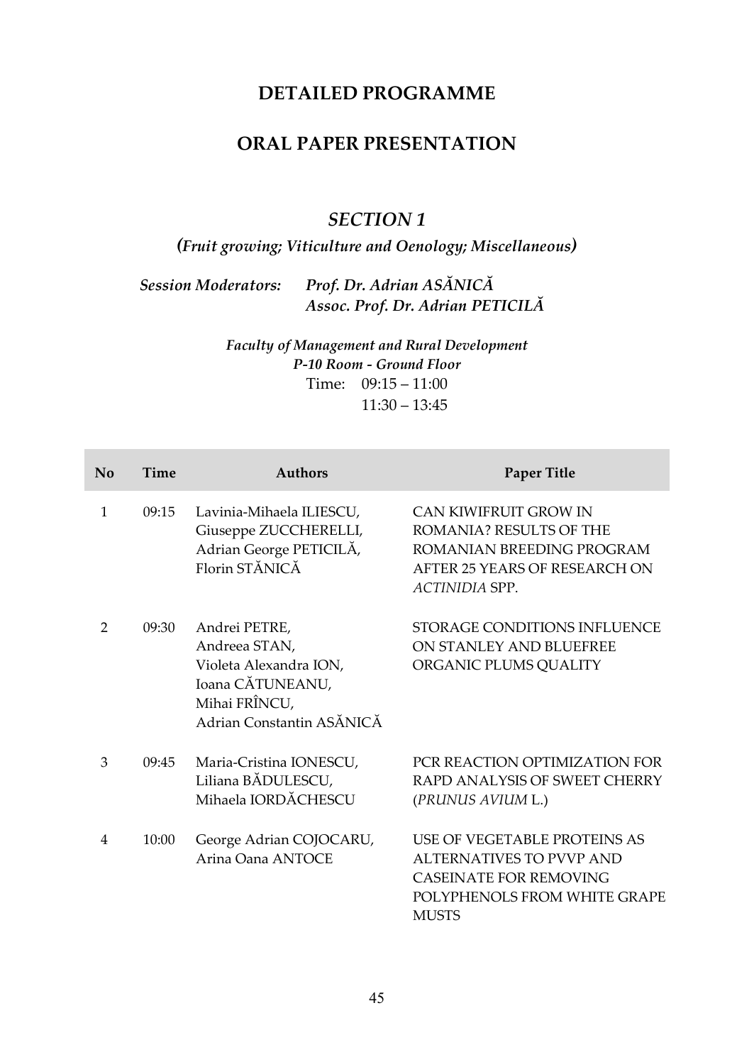# DETAILED PROGRAMME

# ORAL PAPER PRESENTATION

## *SECTION 1*

### *(Fruit growing; Viticulture and Oenology; Miscellaneous)*

***Session Moderators:*** *Prof. Dr. Adrian ASĂNICĂ*
*Assoc. Prof. Dr. Adrian PETICILĂ*

***Faculty of Management and Rural Development***
***P-10 Room - Ground Floor***
Time: 09:15 – 11:00
11:30 – 13:45

| No | Time | Authors | Paper Title |
|---|---|---|---|
| 1 | 09:15 | Lavinia-Mihaela ILIESCU, Giuseppe ZUCCHERELLI, Adrian George PETICILĂ, Florin STĂNICĂ | CAN KIWIFRUIT GROW IN ROMANIA? RESULTS OF THE ROMANIAN BREEDING PROGRAM AFTER 25 YEARS OF RESEARCH ON *ACTINIDIA* SPP. |
| 2 | 09:30 | Andrei PETRE, Andreea STAN, Violeta Alexandra ION, Ioana CĂTUNEANU, Mihai FRÎNCU, Adrian Constantin ASĂNICĂ | STORAGE CONDITIONS INFLUENCE ON STANLEY AND BLUEFREE ORGANIC PLUMS QUALITY |
| 3 | 09:45 | Maria-Cristina IONESCU, Liliana BĂDULESCU, Mihaela IORDĂCHESCU | PCR REACTION OPTIMIZATION FOR RAPD ANALYSIS OF SWEET CHERRY (*PRUNUS AVIUM* L.) |
| 4 | 10:00 | George Adrian COJOCARU, Arina Oana ANTOCE | USE OF VEGETABLE PROTEINS AS ALTERNATIVES TO PVVP AND CASEINATE FOR REMOVING POLYPHENOLS FROM WHITE GRAPE MUSTS |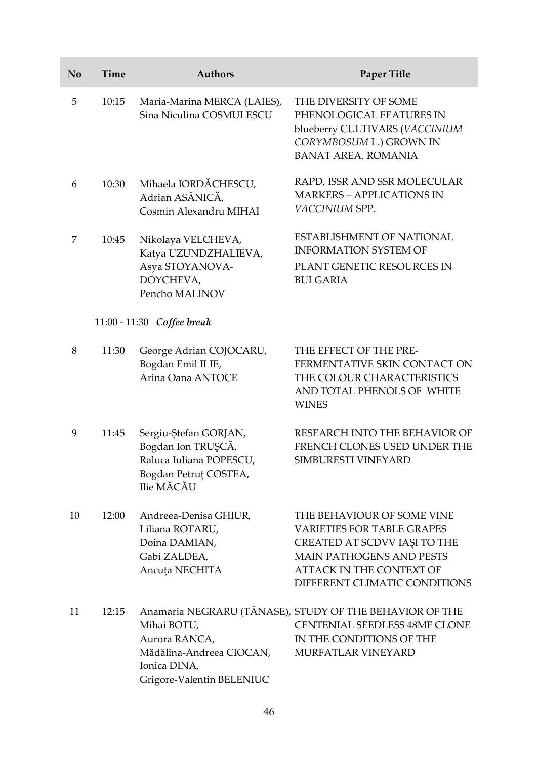| No | Time | Authors | Paper Title |
|---|---|---|---|
| 5 | 10:15 | Maria-Marina MERCA (LAIES), Sina Niculina COSMULESCU | THE DIVERSITY OF SOME PHENOLOGICAL FEATURES IN blueberry CULTIVARS (*VACCINIUM CORYMBOSUM* L.) GROWN IN BANAT AREA, ROMANIA |
| 6 | 10:30 | Mihaela IORDĂCHESCU, Adrian ASĂNICĂ, Cosmin Alexandru MIHAI | RAPD, ISSR AND SSR MOLECULAR MARKERS – APPLICATIONS IN *VACCINIUM* SPP. |
| 7 | 10:45 | Nikolaya VELCHEVA, Katya UZUNDZHALIEVA, Asya STOYANOVA-DOYCHEVA, Pencho MALINOV | ESTABLISHMENT OF NATIONAL INFORMATION SYSTEM OF PLANT GENETIC RESOURCES IN BULGARIA |
| | 11:00 - 11:30 | ***Coffee break*** | |
| 8 | 11:30 | George Adrian COJOCARU, Bogdan Emil ILIE, Arina Oana ANTOCE | THE EFFECT OF THE PRE-FERMENTATIVE SKIN CONTACT ON THE COLOUR CHARACTERISTICS AND TOTAL PHENOLS OF WHITE WINES |
| 9 | 11:45 | Sergiu-Ştefan GORJAN, Bogdan Ion TRUŞCĂ, Raluca Iuliana POPESCU, Bogdan Petruţ COSTEA, Ilie MĂCĂU | RESEARCH INTO THE BEHAVIOR OF FRENCH CLONES USED UNDER THE SIMBURESTI VINEYARD |
| 10 | 12:00 | Andreea-Denisa GHIUR, Liliana ROTARU, Doina DAMIAN, Gabi ZALDEA, Ancuţa NECHITA | THE BEHAVIOUR OF SOME VINE VARIETIES FOR TABLE GRAPES CREATED AT SCDVV IAŞI TO THE MAIN PATHOGENS AND PESTS ATTACK IN THE CONTEXT OF DIFFERENT CLIMATIC CONDITIONS |
| 11 | 12:15 | Anamaria NEGRARU (TĂNASE), Mihai BOTU, Aurora RANCA, Mădălina-Andreea CIOCAN, Ionica DINA, Grigore-Valentin BELENIUC | STUDY OF THE BEHAVIOR OF THE CENTENIAL SEEDLESS 48MF CLONE IN THE CONDITIONS OF THE MURFATLAR VINEYARD |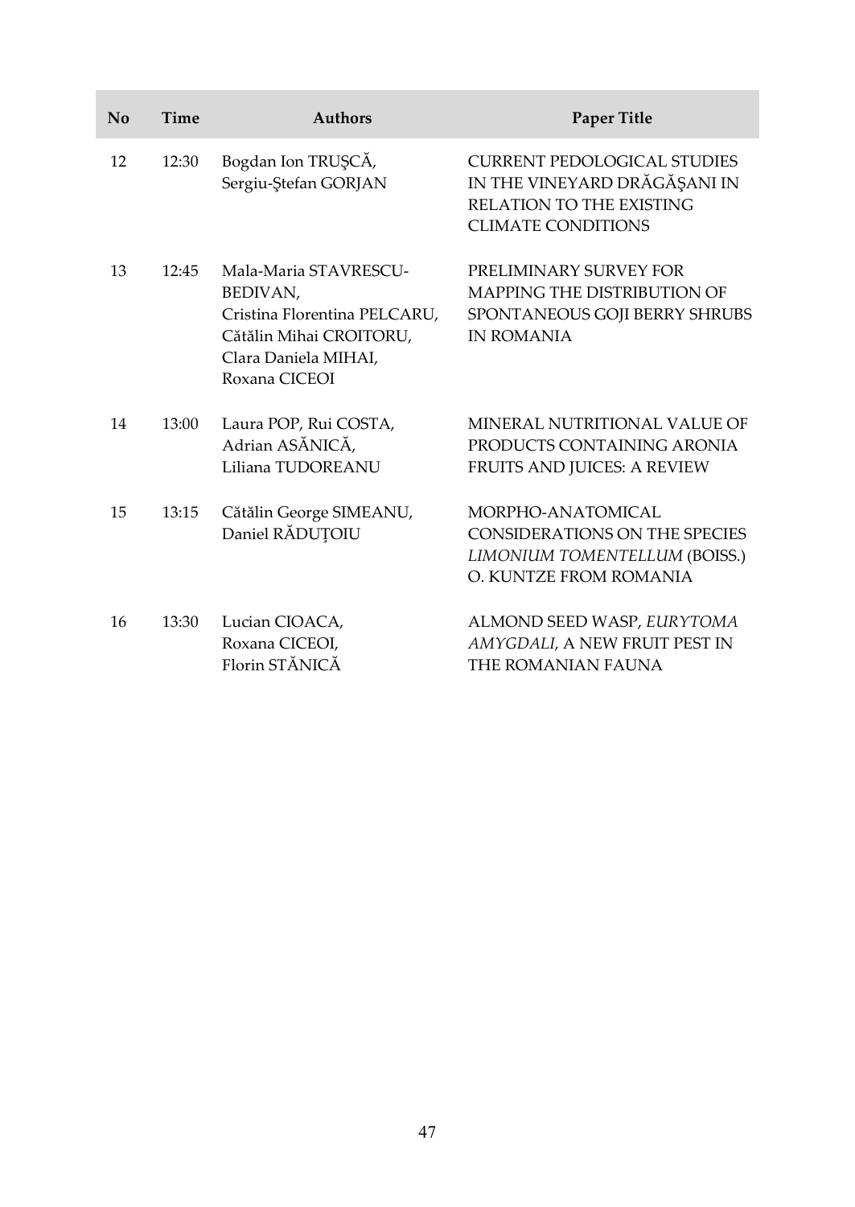| No | Time | Authors | Paper Title |
|---|---|---|---|
| 12 | 12:30 | Bogdan Ion TRUŞCĂ, Sergiu-Ştefan GORJAN | CURRENT PEDOLOGICAL STUDIES IN THE VINEYARD DRĂGĂŞANI IN RELATION TO THE EXISTING CLIMATE CONDITIONS |
| 13 | 12:45 | Mala-Maria STAVRESCU-BEDIVAN, Cristina Florentina PELCARU, Cătălin Mihai CROITORU, Clara Daniela MIHAI, Roxana CICEOI | PRELIMINARY SURVEY FOR MAPPING THE DISTRIBUTION OF SPONTANEOUS GOJI BERRY SHRUBS IN ROMANIA |
| 14 | 13:00 | Laura POP, Rui COSTA, Adrian ASĂNICĂ, Liliana TUDOREANU | MINERAL NUTRITIONAL VALUE OF PRODUCTS CONTAINING ARONIA FRUITS AND JUICES: A REVIEW |
| 15 | 13:15 | Cătălin George SIMEANU, Daniel RĂDUȚOIU | MORPHO-ANATOMICAL CONSIDERATIONS ON THE SPECIES *LIMONIUM TOMENTELLUM* (BOISS.) O. KUNTZE FROM ROMANIA |
| 16 | 13:30 | Lucian CIOACA, Roxana CICEOI, Florin STĂNICĂ | ALMOND SEED WASP, *EURYTOMA AMYGDALI*, A NEW FRUIT PEST IN THE ROMANIAN FAUNA |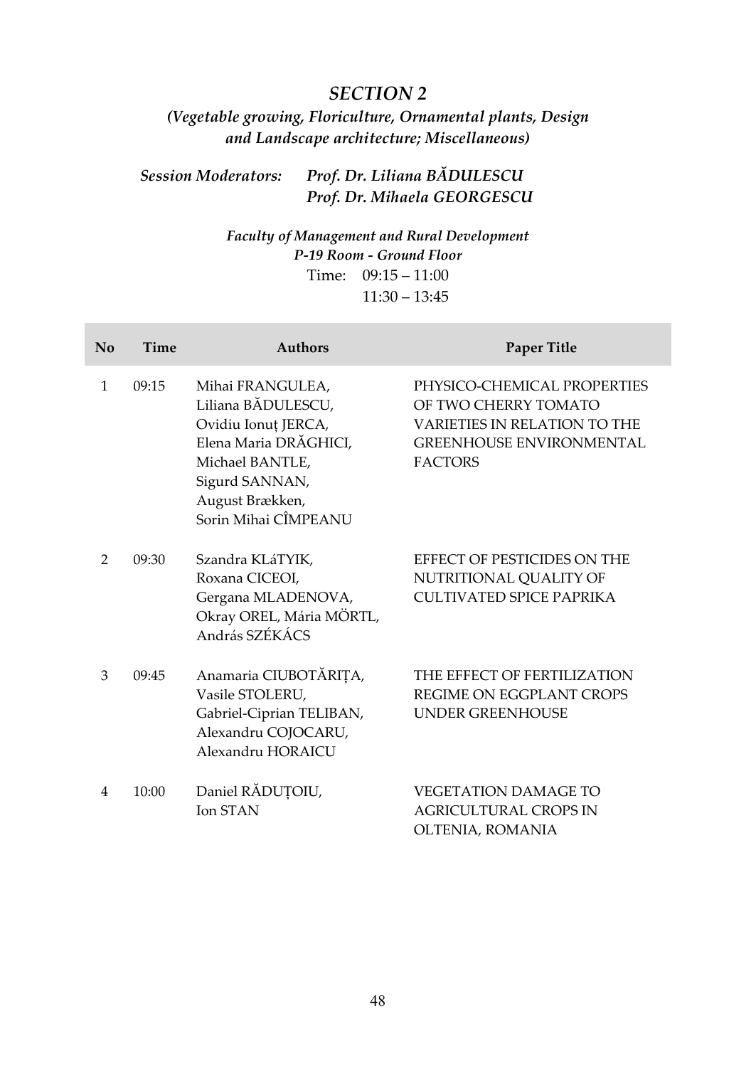# *SECTION 2*

***(Vegetable growing, Floriculture, Ornamental plants, Design and Landscape architecture; Miscellaneous)***

***Session Moderators:*** ***Prof. Dr. Liliana BĂDULESCU***
***Prof. Dr. Mihaela GEORGESCU***

***Faculty of Management and Rural Development***
***P-19 Room - Ground Floor***
Time: 09:15 – 11:00
11:30 – 13:45

| No | Time | Authors | Paper Title |
|---|---|---|---|
| 1 | 09:15 | Mihai FRANGULEA, Liliana BĂDULESCU, Ovidiu Ionuț JERCA, Elena Maria DRĂGHICI, Michael BANTLE, Sigurd SANNAN, August Brækken, Sorin Mihai CÎMPEANU | PHYSICO-CHEMICAL PROPERTIES OF TWO CHERRY TOMATO VARIETIES IN RELATION TO THE GREENHOUSE ENVIRONMENTAL FACTORS |
| 2 | 09:30 | Szandra KLáTYIK, Roxana CICEOI, Gergana MLADENOVA, Okray OREL, Mária MÖRTL, András SZÉKÁCS | EFFECT OF PESTICIDES ON THE NUTRITIONAL QUALITY OF CULTIVATED SPICE PAPRIKA |
| 3 | 09:45 | Anamaria CIUBOTĂRIȚA, Vasile STOLERU, Gabriel-Ciprian TELIBAN, Alexandru COJOCARU, Alexandru HORAICU | THE EFFECT OF FERTILIZATION REGIME ON EGGPLANT CROPS UNDER GREENHOUSE |
| 4 | 10:00 | Daniel RĂDUȚOIU, Ion STAN | VEGETATION DAMAGE TO AGRICULTURAL CROPS IN OLTENIA, ROMANIA |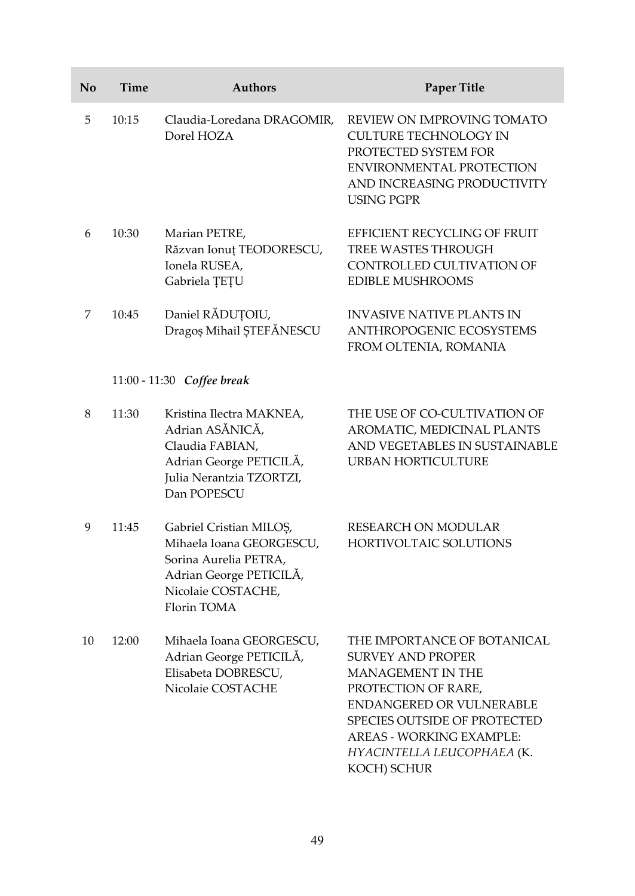| No | Time | Authors | Paper Title |
|---|---|---|---|
| 5 | 10:15 | Claudia-Loredana DRAGOMIR, Dorel HOZA | REVIEW ON IMPROVING TOMATO CULTURE TECHNOLOGY IN PROTECTED SYSTEM FOR ENVIRONMENTAL PROTECTION AND INCREASING PRODUCTIVITY USING PGPR |
| 6 | 10:30 | Marian PETRE, Răzvan Ionuț TEODORESCU, Ionela RUSEA, Gabriela ȚEȚU | EFFICIENT RECYCLING OF FRUIT TREE WASTES THROUGH CONTROLLED CULTIVATION OF EDIBLE MUSHROOMS |
| 7 | 10:45 | Daniel RĂDUȚOIU, Dragoș Mihail ȘTEFĂNESCU | INVASIVE NATIVE PLANTS IN ANTHROPOGENIC ECOSYSTEMS FROM OLTENIA, ROMANIA |
| | 11:00 - 11:30 | ***Coffee break*** | |
| 8 | 11:30 | Kristina Ilectra MAKNEA, Adrian ASĂNICĂ, Claudia FABIAN, Adrian George PETICILĂ, Julia Nerantzia TZORTZI, Dan POPESCU | THE USE OF CO-CULTIVATION OF AROMATIC, MEDICINAL PLANTS AND VEGETABLES IN SUSTAINABLE URBAN HORTICULTURE |
| 9 | 11:45 | Gabriel Cristian MILOȘ, Mihaela Ioana GEORGESCU, Sorina Aurelia PETRA, Adrian George PETICILĂ, Nicolaie COSTACHE, Florin TOMA | RESEARCH ON MODULAR HORTIVOLTAIC SOLUTIONS |
| 10 | 12:00 | Mihaela Ioana GEORGESCU, Adrian George PETICILĂ, Elisabeta DOBRESCU, Nicolaie COSTACHE | THE IMPORTANCE OF BOTANICAL SURVEY AND PROPER MANAGEMENT IN THE PROTECTION OF RARE, ENDANGERED OR VULNERABLE SPECIES OUTSIDE OF PROTECTED AREAS - WORKING EXAMPLE: *HYACINTELLA LEUCOPHAEA* (K. KOCH) SCHUR |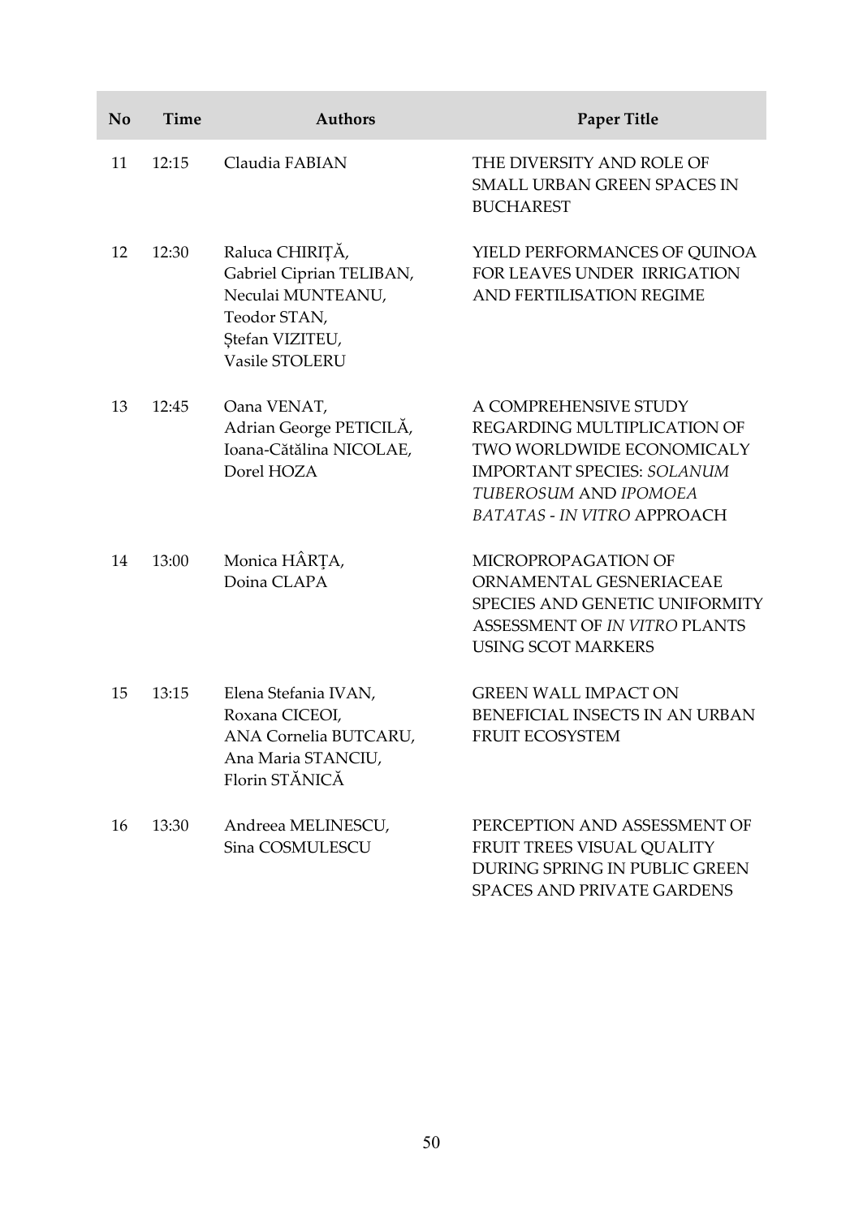| No | Time | Authors | Paper Title |
|---|---|---|---|
| 11 | 12:15 | Claudia FABIAN | THE DIVERSITY AND ROLE OF SMALL URBAN GREEN SPACES IN BUCHAREST |
| 12 | 12:30 | Raluca CHIRIȚĂ, Gabriel Ciprian TELIBAN, Neculai MUNTEANU, Teodor STAN, Ștefan VIZITEU, Vasile STOLERU | YIELD PERFORMANCES OF QUINOA FOR LEAVES UNDER IRRIGATION AND FERTILISATION REGIME |
| 13 | 12:45 | Oana VENAT, Adrian George PETICILĂ, Ioana-Cătălina NICOLAE, Dorel HOZA | A COMPREHENSIVE STUDY REGARDING MULTIPLICATION OF TWO WORLDWIDE ECONOMICALY IMPORTANT SPECIES: *SOLANUM TUBEROSUM* AND *IPOMOEA BATATAS* - *IN VITRO* APPROACH |
| 14 | 13:00 | Monica HÂRȚA, Doina CLAPA | MICROPROPAGATION OF ORNAMENTAL GESNERIACEAE SPECIES AND GENETIC UNIFORMITY ASSESSMENT OF *IN VITRO* PLANTS USING SCOT MARKERS |
| 15 | 13:15 | Elena Stefania IVAN, Roxana CICEOI, ANA Cornelia BUTCARU, Ana Maria STANCIU, Florin STĂNICĂ | GREEN WALL IMPACT ON BENEFICIAL INSECTS IN AN URBAN FRUIT ECOSYSTEM |
| 16 | 13:30 | Andreea MELINESCU, Sina COSMULESCU | PERCEPTION AND ASSESSMENT OF FRUIT TREES VISUAL QUALITY DURING SPRING IN PUBLIC GREEN SPACES AND PRIVATE GARDENS |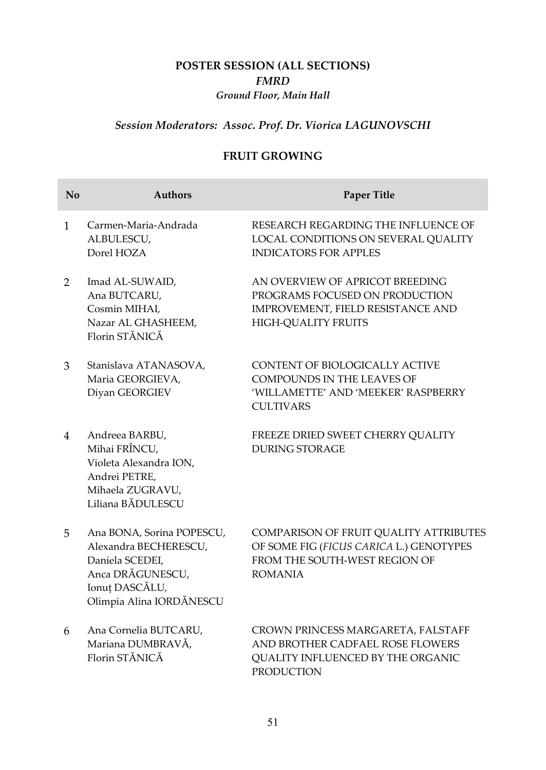## POSTER SESSION (ALL SECTIONS)

### *FMRD*

***Ground Floor, Main Hall***

***Session Moderators: Assoc. Prof. Dr. Viorica LAGUNOVSCHI***

### FRUIT GROWING

| No | Authors | Paper Title |
|---|---|---|
| 1 | Carmen-Maria-Andrada ALBULESCU, Dorel HOZA | RESEARCH REGARDING THE INFLUENCE OF LOCAL CONDITIONS ON SEVERAL QUALITY INDICATORS FOR APPLES |
| 2 | Imad AL-SUWAID, Ana BUTCARU, Cosmin MIHAI, Nazar AL GHASHEEM, Florin STĂNICĂ | AN OVERVIEW OF APRICOT BREEDING PROGRAMS FOCUSED ON PRODUCTION IMPROVEMENT, FIELD RESISTANCE AND HIGH-QUALITY FRUITS |
| 3 | Stanislava ATANASOVA, Maria GEORGIEVA, Diyan GEORGIEV | CONTENT OF BIOLOGICALLY ACTIVE COMPOUNDS IN THE LEAVES OF 'WILLAMETTE' AND 'MEEKER' RASPBERRY CULTIVARS |
| 4 | Andreea BARBU, Mihai FRÎNCU, Violeta Alexandra ION, Andrei PETRE, Mihaela ZUGRAVU, Liliana BĂDULESCU | FREEZE DRIED SWEET CHERRY QUALITY DURING STORAGE |
| 5 | Ana BONA, Sorina POPESCU, Alexandra BECHERESCU, Daniela SCEDEI, Anca DRĂGUNESCU, Ionuț DASCĂLU, Olimpia Alina IORDĂNESCU | COMPARISON OF FRUIT QUALITY ATTRIBUTES OF SOME FIG (*FICUS CARICA* L.) GENOTYPES FROM THE SOUTH-WEST REGION OF ROMANIA |
| 6 | Ana Cornelia BUTCARU, Mariana DUMBRAVĂ, Florin STĂNICĂ | CROWN PRINCESS MARGARETA, FALSTAFF AND BROTHER CADFAEL ROSE FLOWERS QUALITY INFLUENCED BY THE ORGANIC PRODUCTION |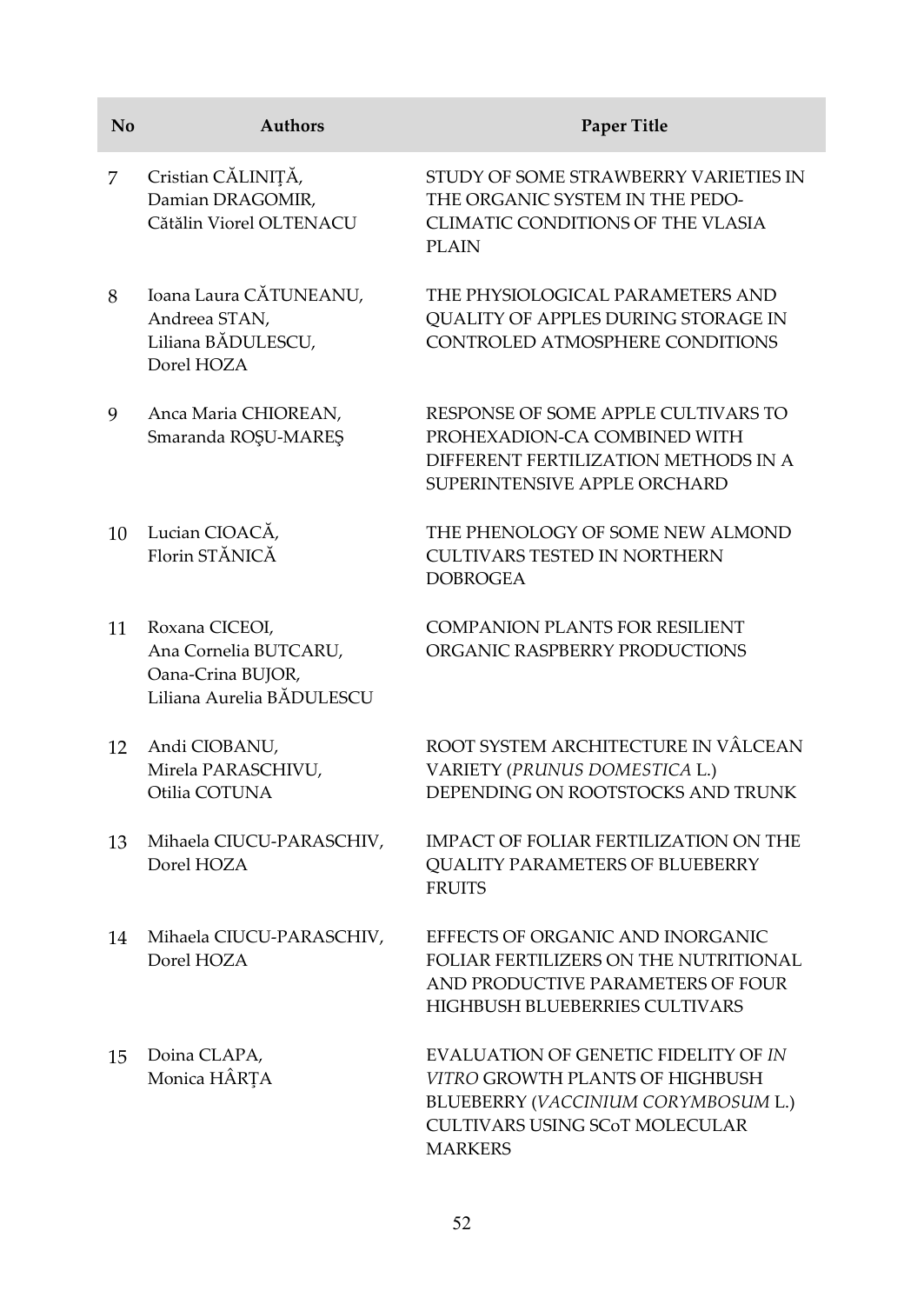| No | Authors | Paper Title |
|---|---|---|
| 7 | Cristian CĂLINIȚĂ, Damian DRAGOMIR, Cătălin Viorel OLTENACU | STUDY OF SOME STRAWBERRY VARIETIES IN THE ORGANIC SYSTEM IN THE PEDO-CLIMATIC CONDITIONS OF THE VLASIA PLAIN |
| 8 | Ioana Laura CĂTUNEANU, Andreea STAN, Liliana BĂDULESCU, Dorel HOZA | THE PHYSIOLOGICAL PARAMETERS AND QUALITY OF APPLES DURING STORAGE IN CONTROLED ATMOSPHERE CONDITIONS |
| 9 | Anca Maria CHIOREAN, Smaranda ROȘU-MAREȘ | RESPONSE OF SOME APPLE CULTIVARS TO PROHEXADION-CA COMBINED WITH DIFFERENT FERTILIZATION METHODS IN A SUPERINTENSIVE APPLE ORCHARD |
| 10 | Lucian CIOACĂ, Florin STĂNICĂ | THE PHENOLOGY OF SOME NEW ALMOND CULTIVARS TESTED IN NORTHERN DOBROGEA |
| 11 | Roxana CICEOI, Ana Cornelia BUTCARU, Oana-Crina BUJOR, Liliana Aurelia BĂDULESCU | COMPANION PLANTS FOR RESILIENT ORGANIC RASPBERRY PRODUCTIONS |
| 12 | Andi CIOBANU, Mirela PARASCHIVU, Otilia COTUNA | ROOT SYSTEM ARCHITECTURE IN VÂLCEAN VARIETY (*PRUNUS DOMESTICA* L.) DEPENDING ON ROOTSTOCKS AND TRUNK |
| 13 | Mihaela CIUCU-PARASCHIV, Dorel HOZA | IMPACT OF FOLIAR FERTILIZATION ON THE QUALITY PARAMETERS OF BLUEBERRY FRUITS |
| 14 | Mihaela CIUCU-PARASCHIV, Dorel HOZA | EFFECTS OF ORGANIC AND INORGANIC FOLIAR FERTILIZERS ON THE NUTRITIONAL AND PRODUCTIVE PARAMETERS OF FOUR HIGHBUSH BLUEBERRIES CULTIVARS |
| 15 | Doina CLAPA, Monica HÂRȚA | EVALUATION OF GENETIC FIDELITY OF *IN VITRO* GROWTH PLANTS OF HIGHBUSH BLUEBERRY (*VACCINIUM CORYMBOSUM* L.) CULTIVARS USING SCoT MOLECULAR MARKERS |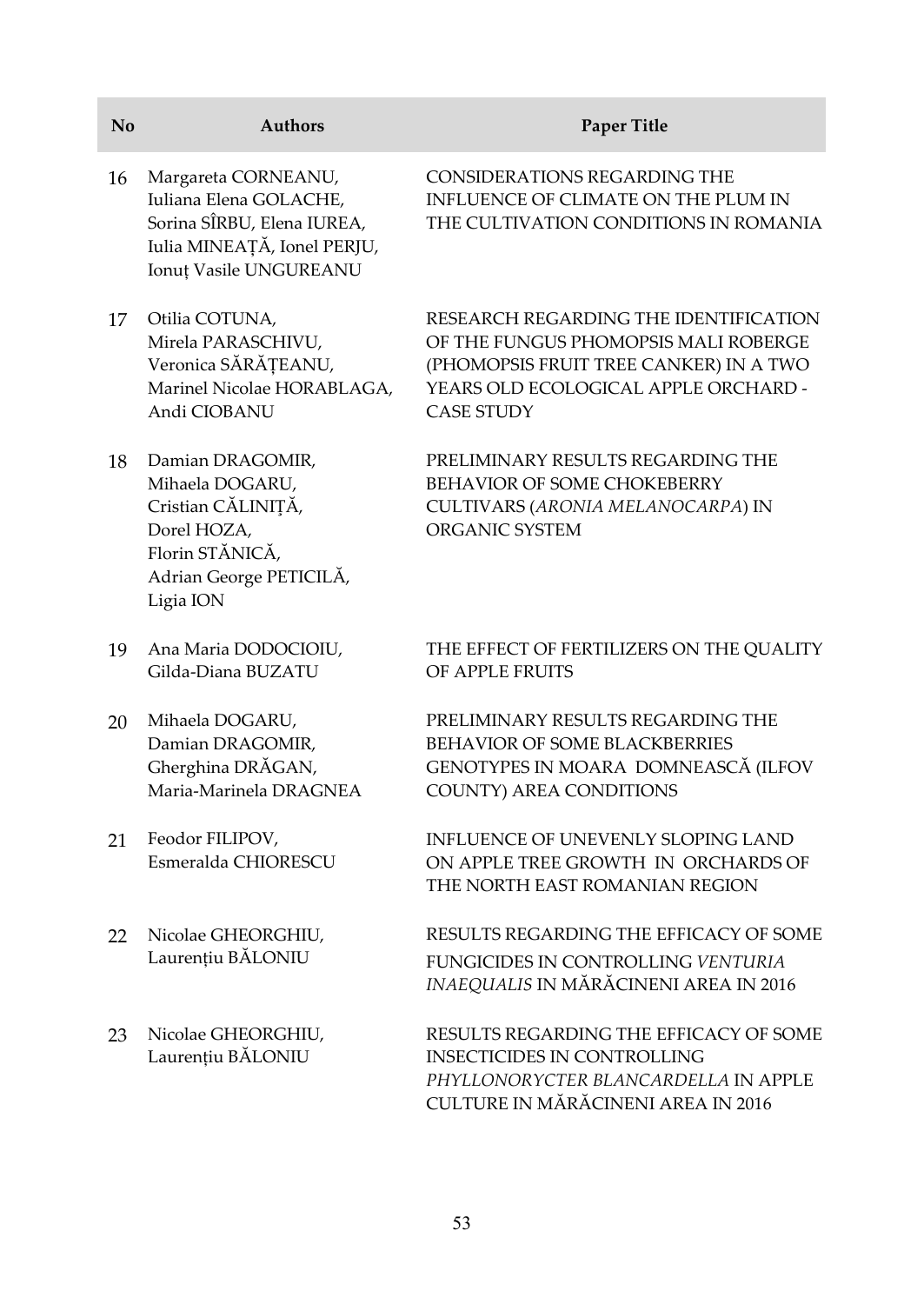| No | Authors | Paper Title |
|---|---|---|
| 16 | Margareta CORNEANU, Iuliana Elena GOLACHE, Sorina SÎRBU, Elena IUREA, Iulia MINEAȚĂ, Ionel PERJU, Ionuț Vasile UNGUREANU | CONSIDERATIONS REGARDING THE INFLUENCE OF CLIMATE ON THE PLUM IN THE CULTIVATION CONDITIONS IN ROMANIA |
| 17 | Otilia COTUNA, Mirela PARASCHIVU, Veronica SĂRĂȚEANU, Marinel Nicolae HORABLAGA, Andi CIOBANU | RESEARCH REGARDING THE IDENTIFICATION OF THE FUNGUS PHOMOPSIS MALI ROBERGE (PHOMOPSIS FRUIT TREE CANKER) IN A TWO YEARS OLD ECOLOGICAL APPLE ORCHARD - CASE STUDY |
| 18 | Damian DRAGOMIR, Mihaela DOGARU, Cristian CĂLINIȚĂ, Dorel HOZA, Florin STĂNICĂ, Adrian George PETICILĂ, Ligia ION | PRELIMINARY RESULTS REGARDING THE BEHAVIOR OF SOME CHOKEBERRY CULTIVARS (*ARONIA MELANOCARPA*) IN ORGANIC SYSTEM |
| 19 | Ana Maria DODOCIOIU, Gilda-Diana BUZATU | THE EFFECT OF FERTILIZERS ON THE QUALITY OF APPLE FRUITS |
| 20 | Mihaela DOGARU, Damian DRAGOMIR, Gherghina DRĂGAN, Maria-Marinela DRAGNEA | PRELIMINARY RESULTS REGARDING THE BEHAVIOR OF SOME BLACKBERRIES GENOTYPES IN MOARA DOMNEASCĂ (ILFOV COUNTY) AREA CONDITIONS |
| 21 | Feodor FILIPOV, Esmeralda CHIORESCU | INFLUENCE OF UNEVENLY SLOPING LAND ON APPLE TREE GROWTH IN ORCHARDS OF THE NORTH EAST ROMANIAN REGION |
| 22 | Nicolae GHEORGHIU, Laurențiu BĂLONIU | RESULTS REGARDING THE EFFICACY OF SOME FUNGICIDES IN CONTROLLING *VENTURIA INAEQUALIS* IN MĂRĂCINENI AREA IN 2016 |
| 23 | Nicolae GHEORGHIU, Laurențiu BĂLONIU | RESULTS REGARDING THE EFFICACY OF SOME INSECTICIDES IN CONTROLLING *PHYLLONORYCTER BLANCARDELLA* IN APPLE CULTURE IN MĂRĂCINENI AREA IN 2016 |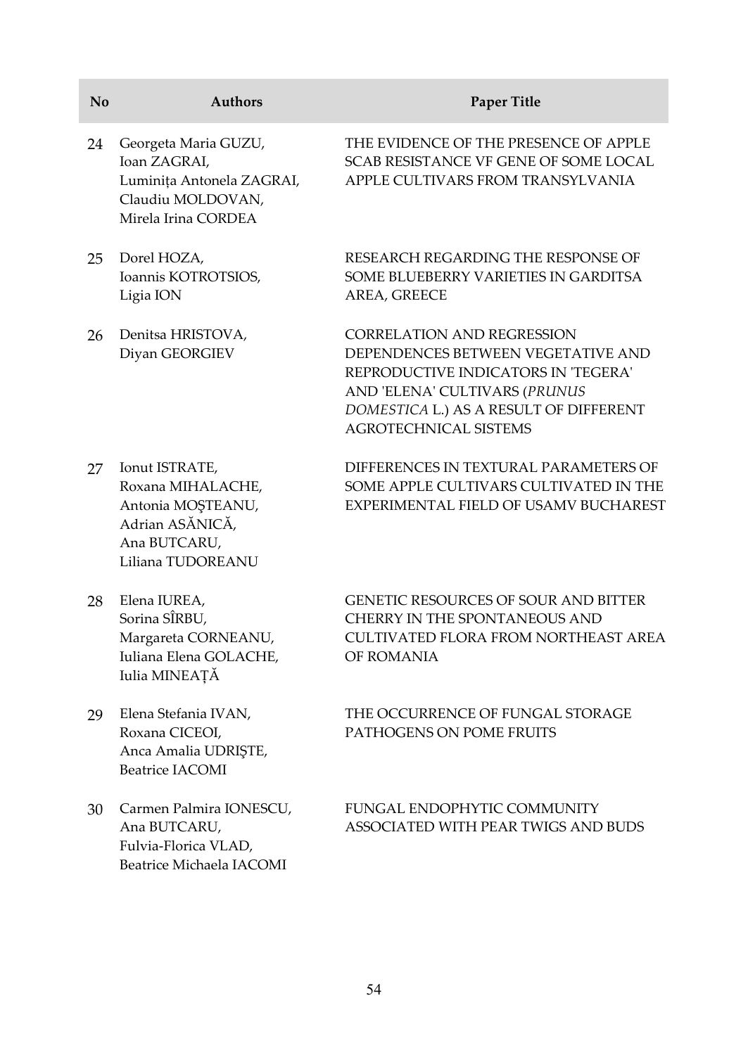| No | Authors | Paper Title |
|---|---|---|
| 24 | Georgeta Maria GUZU, Ioan ZAGRAI, Luminița Antonela ZAGRAI, Claudiu MOLDOVAN, Mirela Irina CORDEA | THE EVIDENCE OF THE PRESENCE OF APPLE SCAB RESISTANCE VF GENE OF SOME LOCAL APPLE CULTIVARS FROM TRANSYLVANIA |
| 25 | Dorel HOZA, Ioannis KOTROTSIOS, Ligia ION | RESEARCH REGARDING THE RESPONSE OF SOME BLUEBERRY VARIETIES IN GARDITSA AREA, GREECE |
| 26 | Denitsa HRISTOVA, Diyan GEORGIEV | CORRELATION AND REGRESSION DEPENDENCES BETWEEN VEGETATIVE AND REPRODUCTIVE INDICATORS IN 'TEGERA' AND 'ELENA' CULTIVARS (*PRUNUS DOMESTICA* L.) AS A RESULT OF DIFFERENT AGROTECHNICAL SISTEMS |
| 27 | Ionut ISTRATE, Roxana MIHALACHE, Antonia MOȘTEANU, Adrian ASĂNICĂ, Ana BUTCARU, Liliana TUDOREANU | DIFFERENCES IN TEXTURAL PARAMETERS OF SOME APPLE CULTIVARS CULTIVATED IN THE EXPERIMENTAL FIELD OF USAMV BUCHAREST |
| 28 | Elena IUREA, Sorina SÎRBU, Margareta CORNEANU, Iuliana Elena GOLACHE, Iulia MINEAȚĂ | GENETIC RESOURCES OF SOUR AND BITTER CHERRY IN THE SPONTANEOUS AND CULTIVATED FLORA FROM NORTHEAST AREA OF ROMANIA |
| 29 | Elena Stefania IVAN, Roxana CICEOI, Anca Amalia UDRIȘTE, Beatrice IACOMI | THE OCCURRENCE OF FUNGAL STORAGE PATHOGENS ON POME FRUITS |
| 30 | Carmen Palmira IONESCU, Ana BUTCARU, Fulvia-Florica VLAD, Beatrice Michaela IACOMI | FUNGAL ENDOPHYTIC COMMUNITY ASSOCIATED WITH PEAR TWIGS AND BUDS |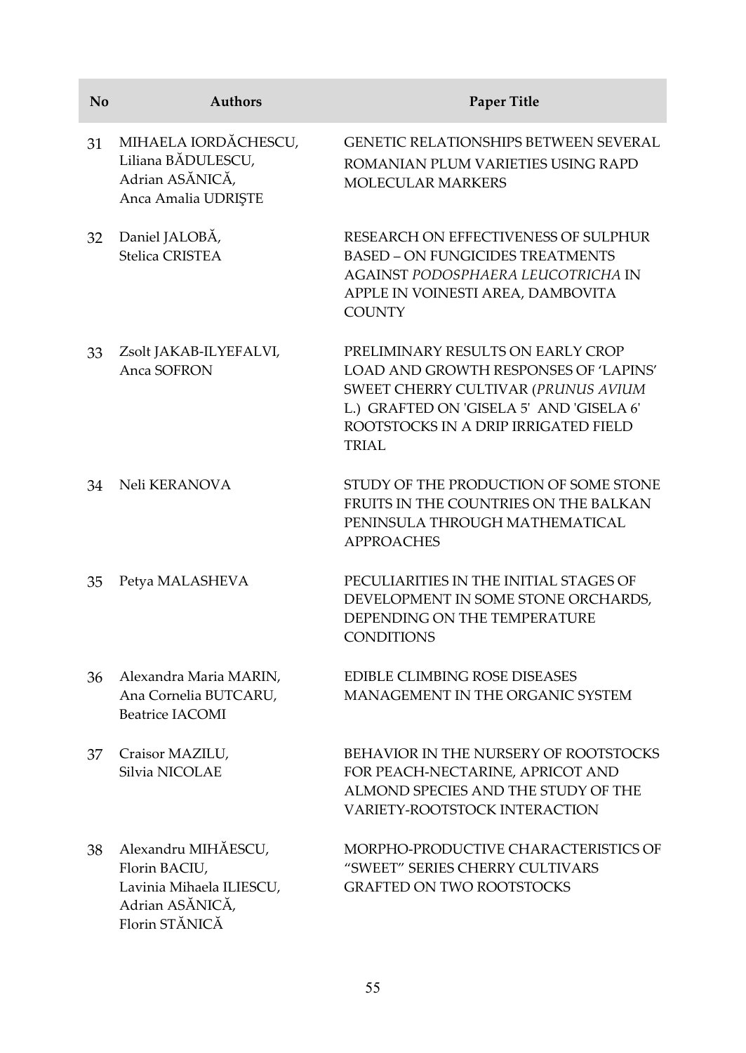| No | Authors | Paper Title |
|---|---|---|
| 31 | MIHAELA IORDĂCHESCU, Liliana BĂDULESCU, Adrian ASĂNICĂ, Anca Amalia UDRIŞTE | GENETIC RELATIONSHIPS BETWEEN SEVERAL ROMANIAN PLUM VARIETIES USING RAPD MOLECULAR MARKERS |
| 32 | Daniel JALOBĂ, Stelica CRISTEA | RESEARCH ON EFFECTIVENESS OF SULPHUR BASED – ON FUNGICIDES TREATMENTS AGAINST *PODOSPHAERA LEUCOTRICHA* IN APPLE IN VOINESTI AREA, DAMBOVITA COUNTY |
| 33 | Zsolt JAKAB-ILYEFALVI, Anca SOFRON | PRELIMINARY RESULTS ON EARLY CROP LOAD AND GROWTH RESPONSES OF 'LAPINS' SWEET CHERRY CULTIVAR (*PRUNUS AVIUM* L.) GRAFTED ON 'GISELA 5' AND 'GISELA 6' ROOTSTOCKS IN A DRIP IRRIGATED FIELD TRIAL |
| 34 | Neli KERANOVA | STUDY OF THE PRODUCTION OF SOME STONE FRUITS IN THE COUNTRIES ON THE BALKAN PENINSULA THROUGH MATHEMATICAL APPROACHES |
| 35 | Petya MALASHEVA | PECULIARITIES IN THE INITIAL STAGES OF DEVELOPMENT IN SOME STONE ORCHARDS, DEPENDING ON THE TEMPERATURE CONDITIONS |
| 36 | Alexandra Maria MARIN, Ana Cornelia BUTCARU, Beatrice IACOMI | EDIBLE CLIMBING ROSE DISEASES MANAGEMENT IN THE ORGANIC SYSTEM |
| 37 | Craisor MAZILU, Silvia NICOLAE | BEHAVIOR IN THE NURSERY OF ROOTSTOCKS FOR PEACH-NECTARINE, APRICOT AND ALMOND SPECIES AND THE STUDY OF THE VARIETY-ROOTSTOCK INTERACTION |
| 38 | Alexandru MIHĂESCU, Florin BACIU, Lavinia Mihaela ILIESCU, Adrian ASĂNICĂ, Florin STĂNICĂ | MORPHO-PRODUCTIVE CHARACTERISTICS OF "SWEET" SERIES CHERRY CULTIVARS GRAFTED ON TWO ROOTSTOCKS |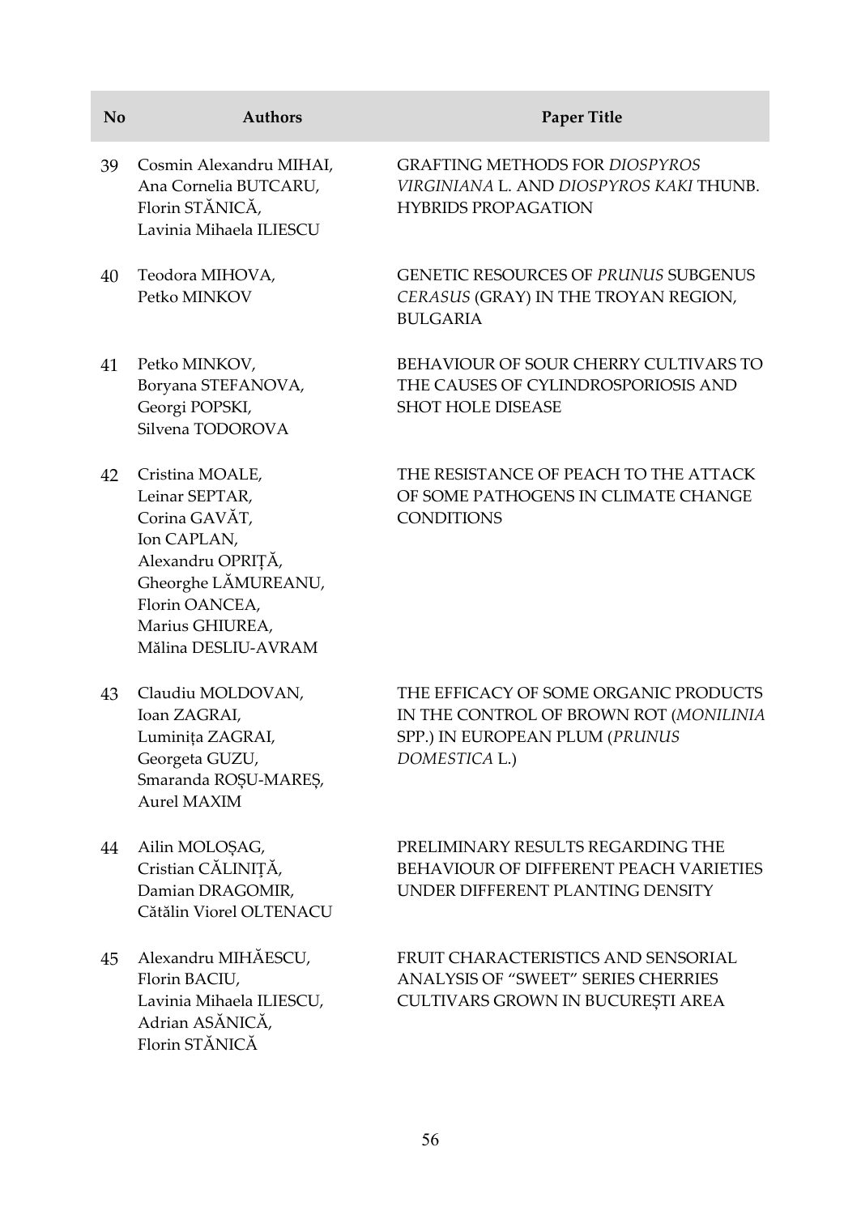| No | Authors | Paper Title |
|---|---|---|
| 39 | Cosmin Alexandru MIHAI, Ana Cornelia BUTCARU, Florin STĂNICĂ, Lavinia Mihaela ILIESCU | GRAFTING METHODS FOR *DIOSPYROS VIRGINIANA* L. AND *DIOSPYROS KAKI* THUNB. HYBRIDS PROPAGATION |
| 40 | Teodora MIHOVA, Petko MINKOV | GENETIC RESOURCES OF *PRUNUS* SUBGENUS *CERASUS* (GRAY) IN THE TROYAN REGION, BULGARIA |
| 41 | Petko MINKOV, Boryana STEFANOVA, Georgi POPSKI, Silvena TODOROVA | BEHAVIOUR OF SOUR CHERRY CULTIVARS TO THE CAUSES OF CYLINDROSPORIOSIS AND SHOT HOLE DISEASE |
| 42 | Cristina MOALE, Leinar SEPTAR, Corina GAVĂT, Ion CAPLAN, Alexandru OPRIȚĂ, Gheorghe LĂMUREANU, Florin OANCEA, Marius GHIUREA, Mălina DESLIU-AVRAM | THE RESISTANCE OF PEACH TO THE ATTACK OF SOME PATHOGENS IN CLIMATE CHANGE CONDITIONS |
| 43 | Claudiu MOLDOVAN, Ioan ZAGRAI, Luminița ZAGRAI, Georgeta GUZU, Smaranda ROȘU-MAREȘ, Aurel MAXIM | THE EFFICACY OF SOME ORGANIC PRODUCTS IN THE CONTROL OF BROWN ROT (*MONILINIA* SPP.) IN EUROPEAN PLUM (*PRUNUS DOMESTICA* L.) |
| 44 | Ailin MOLOȘAG, Cristian CĂLINIȚĂ, Damian DRAGOMIR, Cătălin Viorel OLTENACU | PRELIMINARY RESULTS REGARDING THE BEHAVIOUR OF DIFFERENT PEACH VARIETIES UNDER DIFFERENT PLANTING DENSITY |
| 45 | Alexandru MIHĂESCU, Florin BACIU, Lavinia Mihaela ILIESCU, Adrian ASĂNICĂ, Florin STĂNICĂ | FRUIT CHARACTERISTICS AND SENSORIAL ANALYSIS OF "SWEET" SERIES CHERRIES CULTIVARS GROWN IN BUCUREȘTI AREA |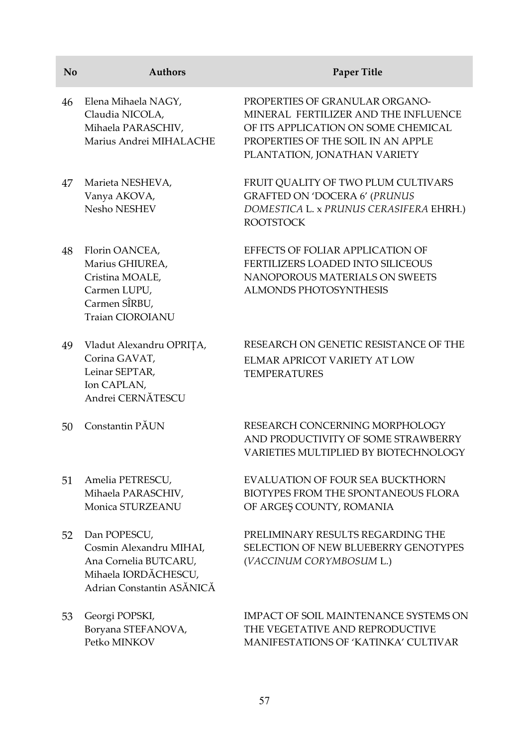| No | Authors | Paper Title |
|---|---|---|
| 46 | Elena Mihaela NAGY, Claudia NICOLA, Mihaela PARASCHIV, Marius Andrei MIHALACHE | PROPERTIES OF GRANULAR ORGANO-MINERAL FERTILIZER AND THE INFLUENCE OF ITS APPLICATION ON SOME CHEMICAL PROPERTIES OF THE SOIL IN AN APPLE PLANTATION, JONATHAN VARIETY |
| 47 | Marieta NESHEVA, Vanya AKOVA, Nesho NESHEV | FRUIT QUALITY OF TWO PLUM CULTIVARS GRAFTED ON 'DOCERA 6' (*PRUNUS DOMESTICA* L. x *PRUNUS CERASIFERA* EHRH.) ROOTSTOCK |
| 48 | Florin OANCEA, Marius GHIUREA, Cristina MOALE, Carmen LUPU, Carmen SÎRBU, Traian CIOROIANU | EFFECTS OF FOLIAR APPLICATION OF FERTILIZERS LOADED INTO SILICEOUS NANOPOROUS MATERIALS ON SWEETS ALMONDS PHOTOSYNTHESIS |
| 49 | Vladut Alexandru OPRIȚA, Corina GAVAT, Leinar SEPTAR, Ion CAPLAN, Andrei CERNĂTESCU | RESEARCH ON GENETIC RESISTANCE OF THE ELMAR APRICOT VARIETY AT LOW TEMPERATURES |
| 50 | Constantin PĂUN | RESEARCH CONCERNING MORPHOLOGY AND PRODUCTIVITY OF SOME STRAWBERRY VARIETIES MULTIPLIED BY BIOTECHNOLOGY |
| 51 | Amelia PETRESCU, Mihaela PARASCHIV, Monica STURZEANU | EVALUATION OF FOUR SEA BUCKTHORN BIOTYPES FROM THE SPONTANEOUS FLORA OF ARGEŞ COUNTY, ROMANIA |
| 52 | Dan POPESCU, Cosmin Alexandru MIHAI, Ana Cornelia BUTCARU, Mihaela IORDĂCHESCU, Adrian Constantin ASĂNICĂ | PRELIMINARY RESULTS REGARDING THE SELECTION OF NEW BLUEBERRY GENOTYPES (*VACCINUM CORYMBOSUM* L.) |
| 53 | Georgi POPSKI, Boryana STEFANOVA, Petko MINKOV | IMPACT OF SOIL MAINTENANCE SYSTEMS ON THE VEGETATIVE AND REPRODUCTIVE MANIFESTATIONS OF 'KATINKA' CULTIVAR |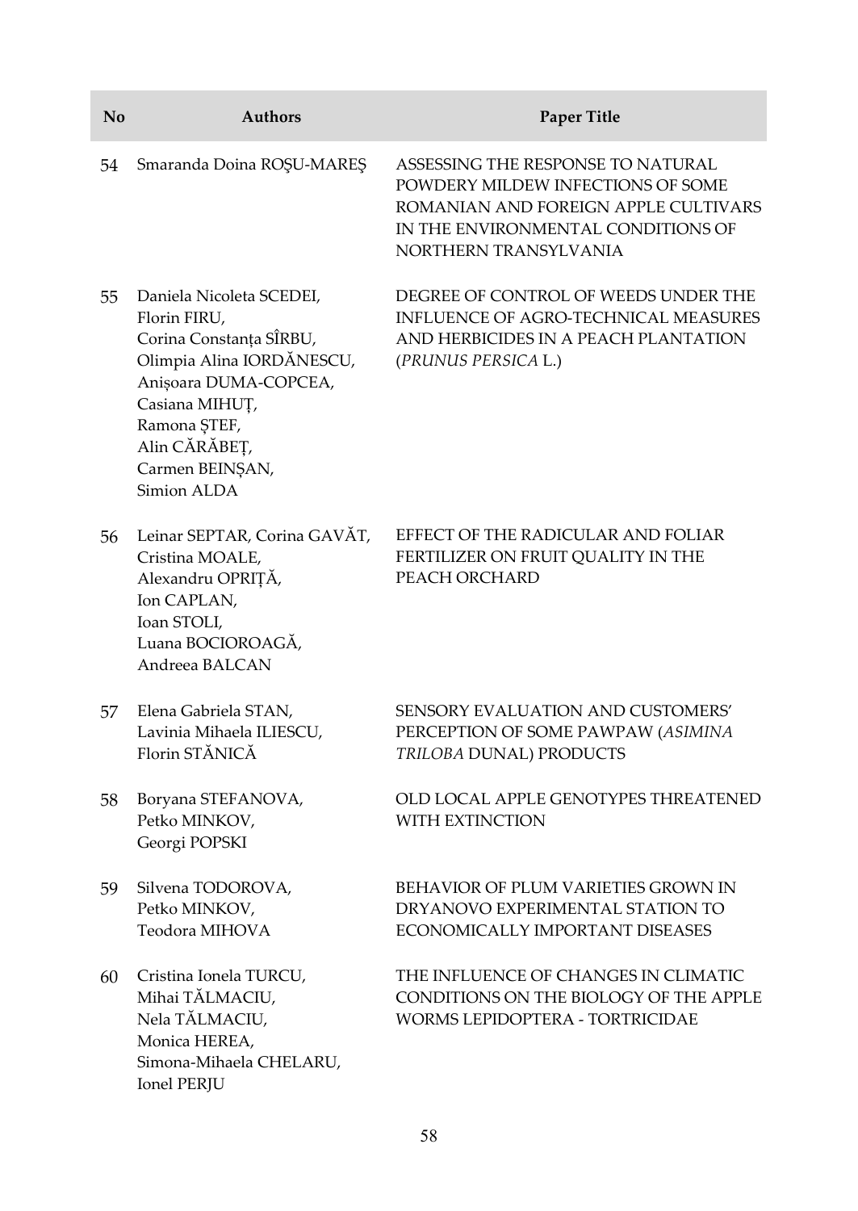| No | Authors | Paper Title |
|---|---|---|
| 54 | Smaranda Doina ROŞU-MAREŞ | ASSESSING THE RESPONSE TO NATURAL POWDERY MILDEW INFECTIONS OF SOME ROMANIAN AND FOREIGN APPLE CULTIVARS IN THE ENVIRONMENTAL CONDITIONS OF NORTHERN TRANSYLVANIA |
| 55 | Daniela Nicoleta SCEDEI, Florin FIRU, Corina Constanța SÎRBU, Olimpia Alina IORDĂNESCU, Anișoara DUMA-COPCEA, Casiana MIHUȚ, Ramona ȘTEF, Alin CĂRĂBEȚ, Carmen BEINȘAN, Simion ALDA | DEGREE OF CONTROL OF WEEDS UNDER THE INFLUENCE OF AGRO-TECHNICAL MEASURES AND HERBICIDES IN A PEACH PLANTATION (*PRUNUS PERSICA* L.) |
| 56 | Leinar SEPTAR, Corina GAVĂT, Cristina MOALE, Alexandru OPRIȚĂ, Ion CAPLAN, Ioan STOLI, Luana BOCIOROAGĂ, Andreea BALCAN | EFFECT OF THE RADICULAR AND FOLIAR FERTILIZER ON FRUIT QUALITY IN THE PEACH ORCHARD |
| 57 | Elena Gabriela STAN, Lavinia Mihaela ILIESCU, Florin STĂNICĂ | SENSORY EVALUATION AND CUSTOMERS' PERCEPTION OF SOME PAWPAW (*ASIMINA TRILOBA* DUNAL) PRODUCTS |
| 58 | Boryana STEFANOVA, Petko MINKOV, Georgi POPSKI | OLD LOCAL APPLE GENOTYPES THREATENED WITH EXTINCTION |
| 59 | Silvena TODOROVA, Petko MINKOV, Teodora MIHOVA | BEHAVIOR OF PLUM VARIETIES GROWN IN DRYANOVO EXPERIMENTAL STATION TO ECONOMICALLY IMPORTANT DISEASES |
| 60 | Cristina Ionela TURCU, Mihai TĂLMACIU, Nela TĂLMACIU, Monica HEREA, Simona-Mihaela CHELARU, Ionel PERJU | THE INFLUENCE OF CHANGES IN CLIMATIC CONDITIONS ON THE BIOLOGY OF THE APPLE WORMS LEPIDOPTERA - TORTRICIDAE |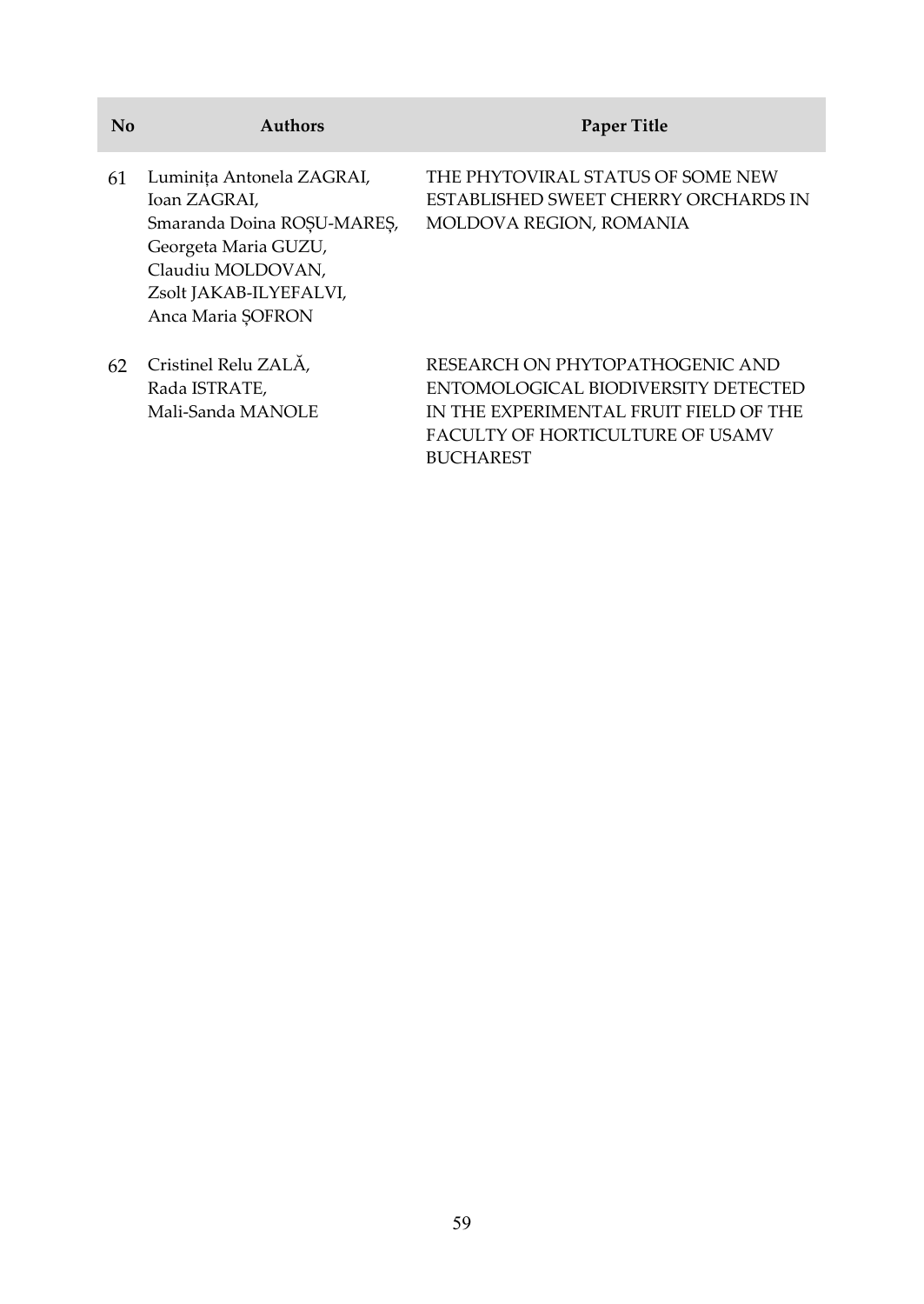| No | Authors | Paper Title |
|---|---|---|
| 61 | Luminița Antonela ZAGRAI, Ioan ZAGRAI, Smaranda Doina ROȘU-MAREȘ, Georgeta Maria GUZU, Claudiu MOLDOVAN, Zsolt JAKAB-ILYEFALVI, Anca Maria ȘOFRON | THE PHYTOVIRAL STATUS OF SOME NEW ESTABLISHED SWEET CHERRY ORCHARDS IN MOLDOVA REGION, ROMANIA |
| 62 | Cristinel Relu ZALĂ, Rada ISTRATE, Mali-Sanda MANOLE | RESEARCH ON PHYTOPATHOGENIC AND ENTOMOLOGICAL BIODIVERSITY DETECTED IN THE EXPERIMENTAL FRUIT FIELD OF THE FACULTY OF HORTICULTURE OF USAMV BUCHAREST |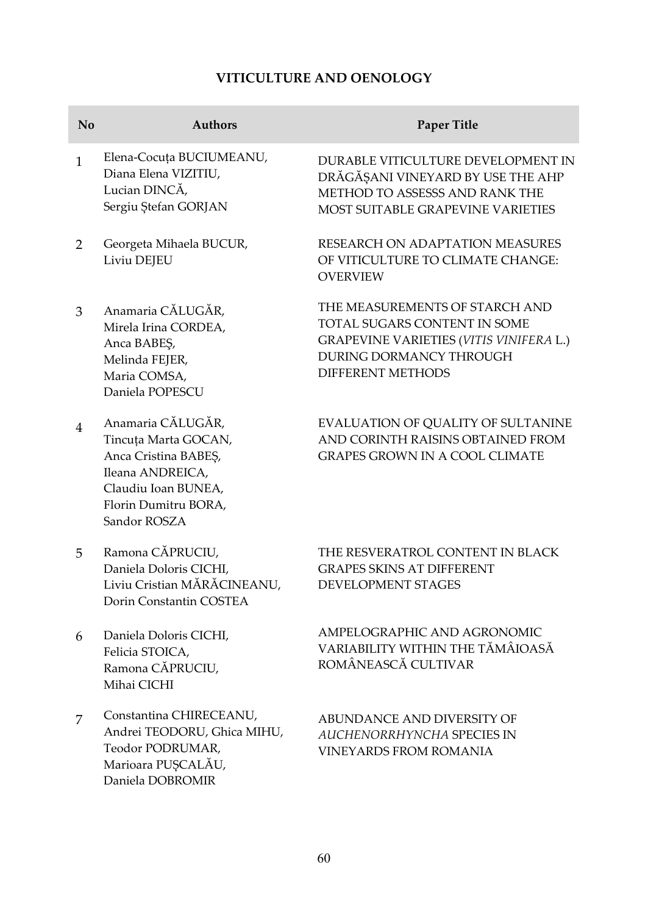## VITICULTURE AND OENOLOGY

| No | Authors | Paper Title |
|---|---|---|
| 1 | Elena-Cocuța BUCIUMEANU, Diana Elena VIZITIU, Lucian DINCĂ, Sergiu Ștefan GORJAN | DURABLE VITICULTURE DEVELOPMENT IN DRĂGĂȘANI VINEYARD BY USE THE AHP METHOD TO ASSESSS AND RANK THE MOST SUITABLE GRAPEVINE VARIETIES |
| 2 | Georgeta Mihaela BUCUR, Liviu DEJEU | RESEARCH ON ADAPTATION MEASURES OF VITICULTURE TO CLIMATE CHANGE: OVERVIEW |
| 3 | Anamaria CĂLUGĂR, Mirela Irina CORDEA, Anca BABEȘ, Melinda FEJER, Maria COMSA, Daniela POPESCU | THE MEASUREMENTS OF STARCH AND TOTAL SUGARS CONTENT IN SOME GRAPEVINE VARIETIES (*VITIS VINIFERA* L.) DURING DORMANCY THROUGH DIFFERENT METHODS |
| 4 | Anamaria CĂLUGĂR, Tincuța Marta GOCAN, Anca Cristina BABEȘ, Ileana ANDREICA, Claudiu Ioan BUNEA, Florin Dumitru BORA, Sandor ROSZA | EVALUATION OF QUALITY OF SULTANINE AND CORINTH RAISINS OBTAINED FROM GRAPES GROWN IN A COOL CLIMATE |
| 5 | Ramona CĂPRUCIU, Daniela Doloris CICHI, Liviu Cristian MĂRĂCINEANU, Dorin Constantin COSTEA | THE RESVERATROL CONTENT IN BLACK GRAPES SKINS AT DIFFERENT DEVELOPMENT STAGES |
| 6 | Daniela Doloris CICHI, Felicia STOICA, Ramona CĂPRUCIU, Mihai CICHI | AMPELOGRAPHIC AND AGRONOMIC VARIABILITY WITHIN THE TĂMÂIOASĂ ROMÂNEASCĂ CULTIVAR |
| 7 | Constantina CHIRECEANU, Andrei TEODORU, Ghica MIHU, Teodor PODRUMAR, Marioara PUȘCALĂU, Daniela DOBROMIR | ABUNDANCE AND DIVERSITY OF *AUCHENORRHYNCHA* SPECIES IN VINEYARDS FROM ROMANIA |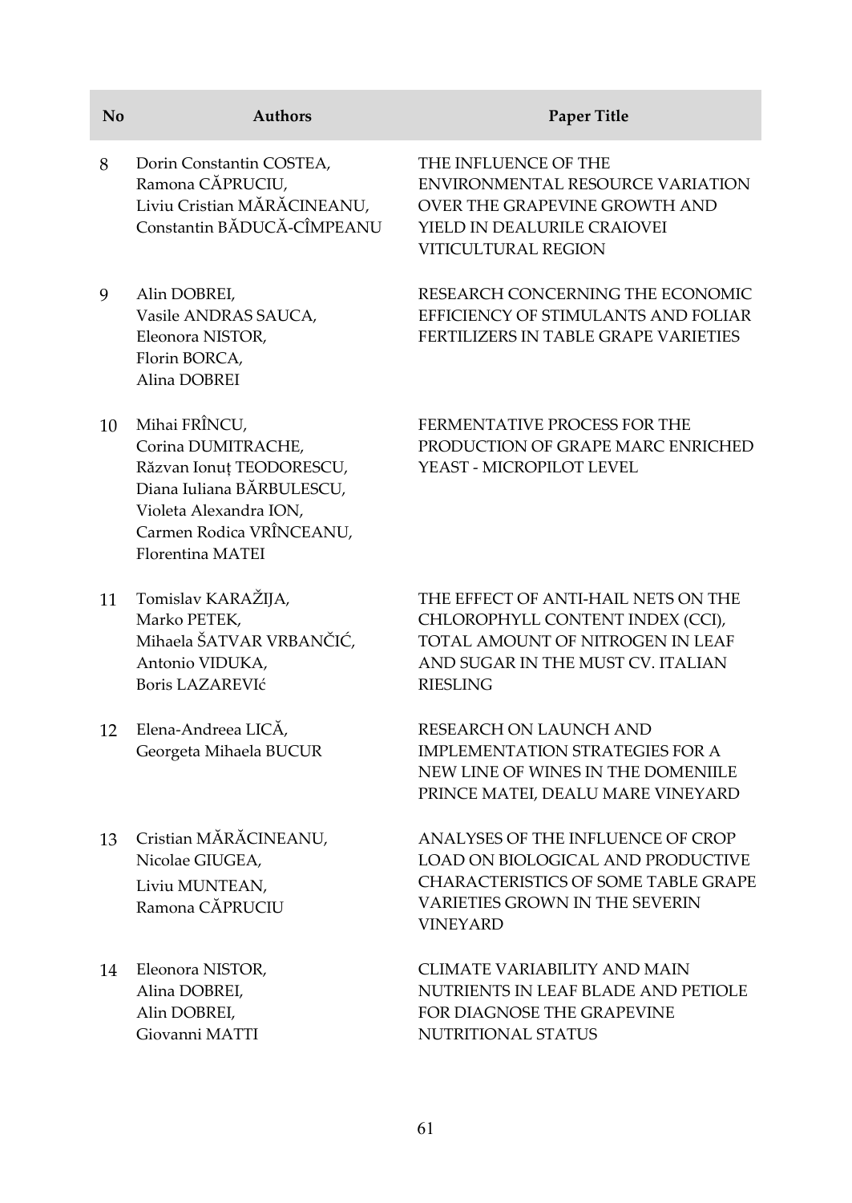| No | Authors | Paper Title |
|---|---|---|
| 8 | Dorin Constantin COSTEA, Ramona CĂPRUCIU, Liviu Cristian MĂRĂCINEANU, Constantin BĂDUCĂ-CÎMPEANU | THE INFLUENCE OF THE ENVIRONMENTAL RESOURCE VARIATION OVER THE GRAPEVINE GROWTH AND YIELD IN DEALURILE CRAIOVEI VITICULTURAL REGION |
| 9 | Alin DOBREI, Vasile ANDRAS SAUCA, Eleonora NISTOR, Florin BORCA, Alina DOBREI | RESEARCH CONCERNING THE ECONOMIC EFFICIENCY OF STIMULANTS AND FOLIAR FERTILIZERS IN TABLE GRAPE VARIETIES |
| 10 | Mihai FRÎNCU, Corina DUMITRACHE, Răzvan Ionuț TEODORESCU, Diana Iuliana BĂRBULESCU, Violeta Alexandra ION, Carmen Rodica VRÎNCEANU, Florentina MATEI | FERMENTATIVE PROCESS FOR THE PRODUCTION OF GRAPE MARC ENRICHED YEAST - MICROPILOT LEVEL |
| 11 | Tomislav KARAŽIJA, Marko PETEK, Mihaela ŠATVAR VRBANČIĆ, Antonio VIDUKA, Boris LAZAREVIć | THE EFFECT OF ANTI-HAIL NETS ON THE CHLOROPHYLL CONTENT INDEX (CCI), TOTAL AMOUNT OF NITROGEN IN LEAF AND SUGAR IN THE MUST CV. ITALIAN RIESLING |
| 12 | Elena-Andreea LICĂ, Georgeta Mihaela BUCUR | RESEARCH ON LAUNCH AND IMPLEMENTATION STRATEGIES FOR A NEW LINE OF WINES IN THE DOMENIILE PRINCE MATEI, DEALU MARE VINEYARD |
| 13 | Cristian MĂRĂCINEANU, Nicolae GIUGEA, Liviu MUNTEAN, Ramona CĂPRUCIU | ANALYSES OF THE INFLUENCE OF CROP LOAD ON BIOLOGICAL AND PRODUCTIVE CHARACTERISTICS OF SOME TABLE GRAPE VARIETIES GROWN IN THE SEVERIN VINEYARD |
| 14 | Eleonora NISTOR, Alina DOBREI, Alin DOBREI, Giovanni MATTI | CLIMATE VARIABILITY AND MAIN NUTRIENTS IN LEAF BLADE AND PETIOLE FOR DIAGNOSE THE GRAPEVINE NUTRITIONAL STATUS |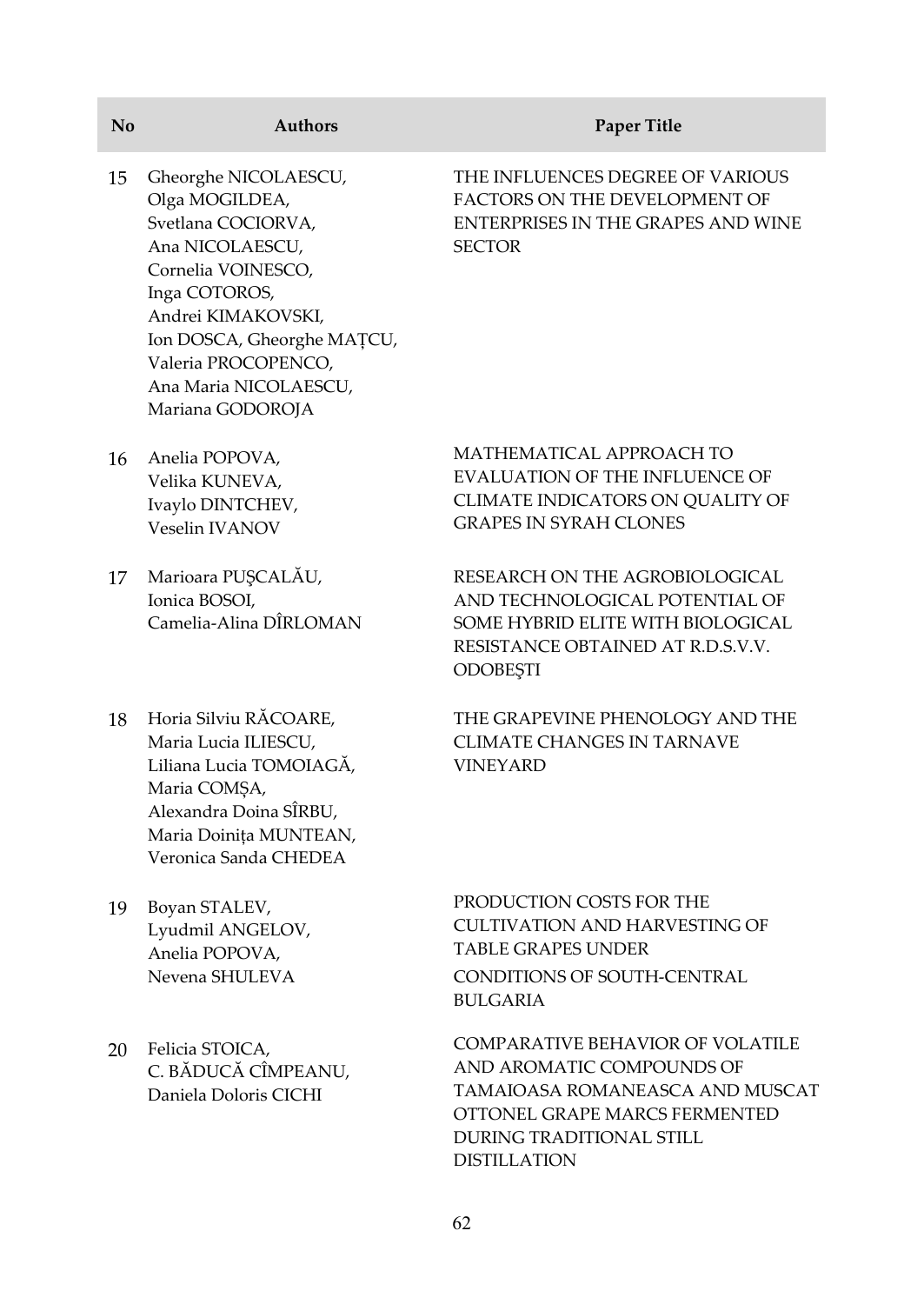| No | Authors | Paper Title |
|---|---|---|
| 15 | Gheorghe NICOLAESCU, Olga MOGILDEA, Svetlana COCIORVA, Ana NICOLAESCU, Cornelia VOINESCO, Inga COTOROS, Andrei KIMAKOVSKI, Ion DOSCA, Gheorghe MAȚCU, Valeria PROCOPENCO, Ana Maria NICOLAESCU, Mariana GODOROJA | THE INFLUENCES DEGREE OF VARIOUS FACTORS ON THE DEVELOPMENT OF ENTERPRISES IN THE GRAPES AND WINE SECTOR |
| 16 | Anelia POPOVA, Velika KUNEVA, Ivaylo DINTCHEV, Veselin IVANOV | MATHEMATICAL APPROACH TO EVALUATION OF THE INFLUENCE OF CLIMATE INDICATORS ON QUALITY OF GRAPES IN SYRAH CLONES |
| 17 | Marioara PUŞCALĂU, Ionica BOSOI, Camelia-Alina DÎRLOMAN | RESEARCH ON THE AGROBIOLOGICAL AND TECHNOLOGICAL POTENTIAL OF SOME HYBRID ELITE WITH BIOLOGICAL RESISTANCE OBTAINED AT R.D.S.V.V. ODOBEŞTI |
| 18 | Horia Silviu RĂCOARE, Maria Lucia ILIESCU, Liliana Lucia TOMOIAGĂ, Maria COMȘA, Alexandra Doina SÎRBU, Maria Doinița MUNTEAN, Veronica Sanda CHEDEA | THE GRAPEVINE PHENOLOGY AND THE CLIMATE CHANGES IN TARNAVE VINEYARD |
| 19 | Boyan STALEV, Lyudmil ANGELOV, Anelia POPOVA, Nevena SHULEVA | PRODUCTION COSTS FOR THE CULTIVATION AND HARVESTING OF TABLE GRAPES UNDER CONDITIONS OF SOUTH-CENTRAL BULGARIA |
| 20 | Felicia STOICA, C. BĂDUCĂ CÎMPEANU, Daniela Doloris CICHI | COMPARATIVE BEHAVIOR OF VOLATILE AND AROMATIC COMPOUNDS OF TAMAIOASA ROMANEASCA AND MUSCAT OTTONEL GRAPE MARCS FERMENTED DURING TRADITIONAL STILL DISTILLATION |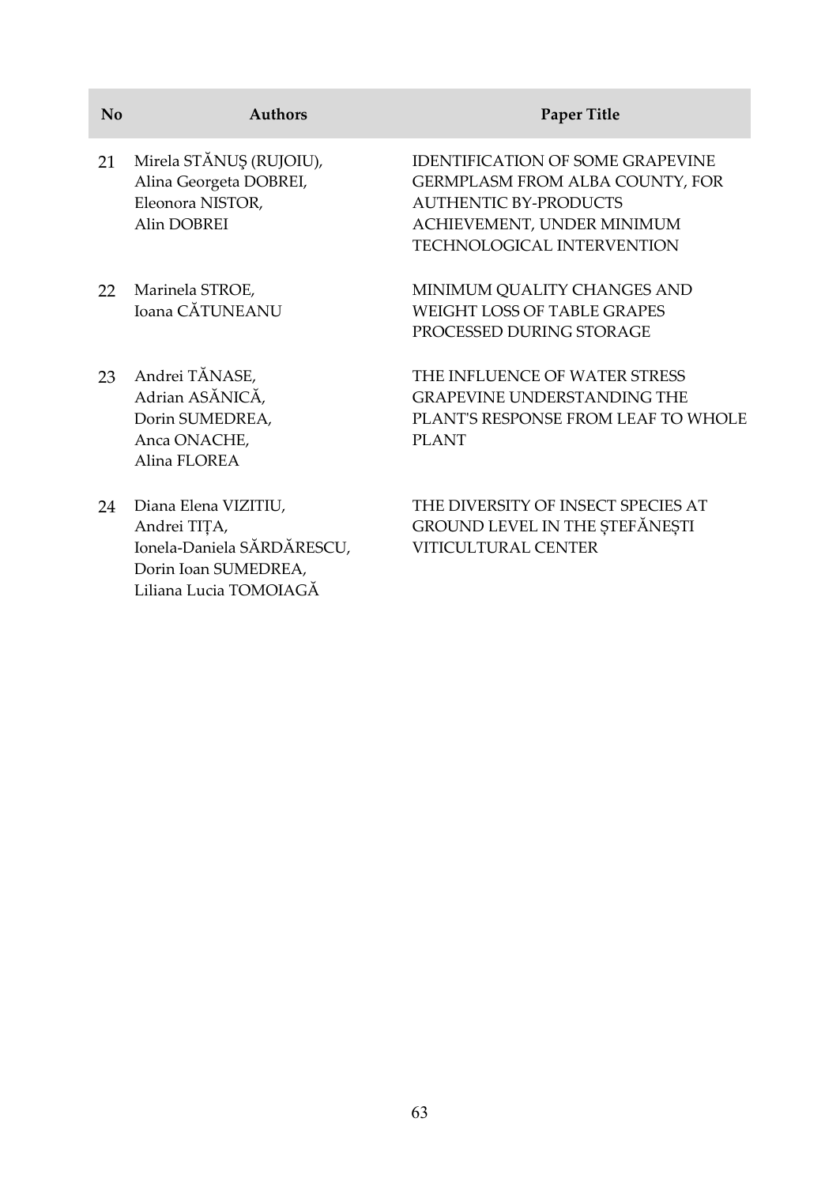| No | Authors | Paper Title |
|---|---|---|
| 21 | Mirela STĂNUŞ (RUJOIU), Alina Georgeta DOBREI, Eleonora NISTOR, Alin DOBREI | IDENTIFICATION OF SOME GRAPEVINE GERMPLASM FROM ALBA COUNTY, FOR AUTHENTIC BY-PRODUCTS ACHIEVEMENT, UNDER MINIMUM TECHNOLOGICAL INTERVENTION |
| 22 | Marinela STROE, Ioana CĂTUNEANU | MINIMUM QUALITY CHANGES AND WEIGHT LOSS OF TABLE GRAPES PROCESSED DURING STORAGE |
| 23 | Andrei TĂNASE, Adrian ASĂNICĂ, Dorin SUMEDREA, Anca ONACHE, Alina FLOREA | THE INFLUENCE OF WATER STRESS GRAPEVINE UNDERSTANDING THE PLANT'S RESPONSE FROM LEAF TO WHOLE PLANT |
| 24 | Diana Elena VIZITIU, Andrei TIȚA, Ionela-Daniela SĂRDĂRESCU, Dorin Ioan SUMEDREA, Liliana Lucia TOMOIAGĂ | THE DIVERSITY OF INSECT SPECIES AT GROUND LEVEL IN THE ȘTEFĂNEȘTI VITICULTURAL CENTER |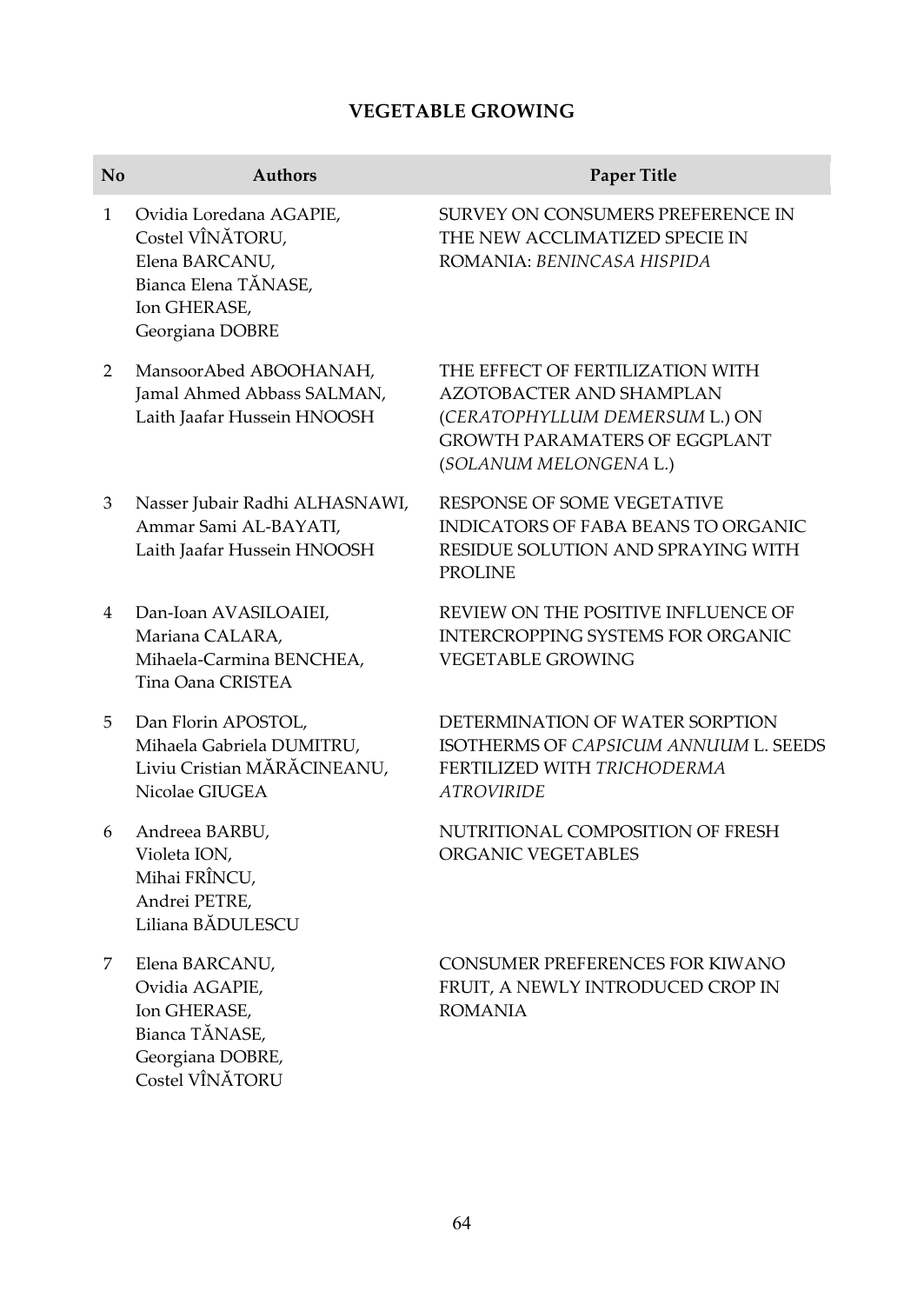## VEGETABLE GROWING

| No | Authors | Paper Title |
|---|---|---|
| 1 | Ovidia Loredana AGAPIE, Costel VÎNĂTORU, Elena BARCANU, Bianca Elena TĂNASE, Ion GHERASE, Georgiana DOBRE | SURVEY ON CONSUMERS PREFERENCE IN THE NEW ACCLIMATIZED SPECIE IN ROMANIA: *BENINCASA HISPIDA* |
| 2 | MansoorAbed ABOOHANAH, Jamal Ahmed Abbass SALMAN, Laith Jaafar Hussein HNOOSH | THE EFFECT OF FERTILIZATION WITH AZOTOBACTER AND SHAMPLAN (*CERATOPHYLLUM DEMERSUM* L.) ON GROWTH PARAMATERS OF EGGPLANT (*SOLANUM MELONGENA* L.) |
| 3 | Nasser Jubair Radhi ALHASNAWI, Ammar Sami AL-BAYATI, Laith Jaafar Hussein HNOOSH | RESPONSE OF SOME VEGETATIVE INDICATORS OF FABA BEANS TO ORGANIC RESIDUE SOLUTION AND SPRAYING WITH PROLINE |
| 4 | Dan-Ioan AVASILOAIEI, Mariana CALARA, Mihaela-Carmina BENCHEA, Tina Oana CRISTEA | REVIEW ON THE POSITIVE INFLUENCE OF INTERCROPPING SYSTEMS FOR ORGANIC VEGETABLE GROWING |
| 5 | Dan Florin APOSTOL, Mihaela Gabriela DUMITRU, Liviu Cristian MĂRĂCINEANU, Nicolae GIUGEA | DETERMINATION OF WATER SORPTION ISOTHERMS OF *CAPSICUM ANNUUM* L. SEEDS FERTILIZED WITH *TRICHODERMA ATROVIRIDE* |
| 6 | Andreea BARBU, Violeta ION, Mihai FRÎNCU, Andrei PETRE, Liliana BĂDULESCU | NUTRITIONAL COMPOSITION OF FRESH ORGANIC VEGETABLES |
| 7 | Elena BARCANU, Ovidia AGAPIE, Ion GHERASE, Bianca TĂNASE, Georgiana DOBRE, Costel VÎNĂTORU | CONSUMER PREFERENCES FOR KIWANO FRUIT, A NEWLY INTRODUCED CROP IN ROMANIA |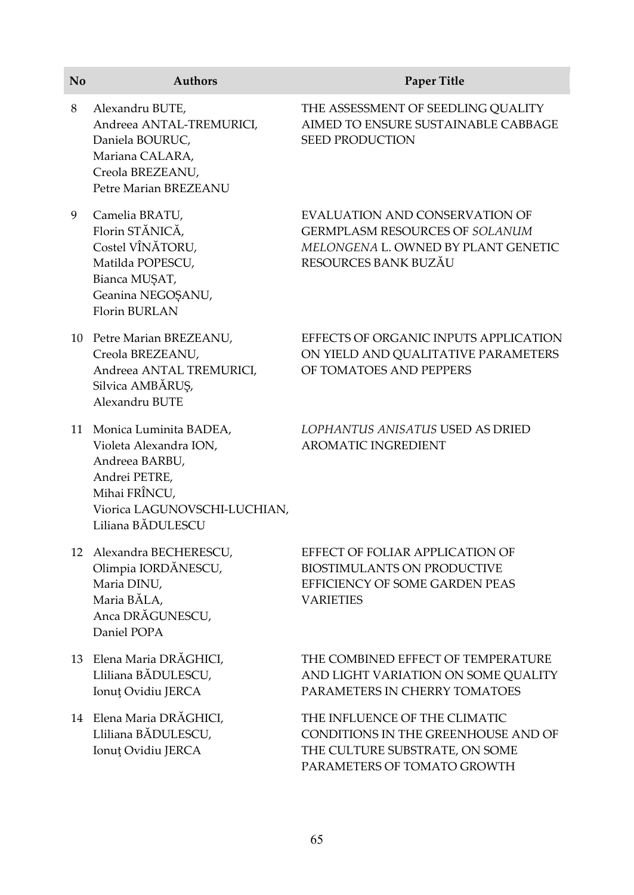| No | Authors | Paper Title |
|---|---|---|
| 8 | Alexandru BUTE, Andreea ANTAL-TREMURICI, Daniela BOURUC, Mariana CALARA, Creola BREZEANU, Petre Marian BREZEANU | THE ASSESSMENT OF SEEDLING QUALITY AIMED TO ENSURE SUSTAINABLE CABBAGE SEED PRODUCTION |
| 9 | Camelia BRATU, Florin STĂNICĂ, Costel VÎNĂTORU, Matilda POPESCU, Bianca MUȘAT, Geanina NEGOȘANU, Florin BURLAN | EVALUATION AND CONSERVATION OF GERMPLASM RESOURCES OF *SOLANUM MELONGENA* L. OWNED BY PLANT GENETIC RESOURCES BANK BUZĂU |
| 10 | Petre Marian BREZEANU, Creola BREZEANU, Andreea ANTAL TREMURICI, Silvica AMBĂRUŞ, Alexandru BUTE | EFFECTS OF ORGANIC INPUTS APPLICATION ON YIELD AND QUALITATIVE PARAMETERS OF TOMATOES AND PEPPERS |
| 11 | Monica Luminita BADEA, Violeta Alexandra ION, Andreea BARBU, Andrei PETRE, Mihai FRÎNCU, Viorica LAGUNOVSCHI-LUCHIAN, Liliana BĂDULESCU | *LOPHANTUS ANISATUS* USED AS DRIED AROMATIC INGREDIENT |
| 12 | Alexandra BECHERESCU, Olimpia IORDĂNESCU, Maria DINU, Maria BĂLA, Anca DRĂGUNESCU, Daniel POPA | EFFECT OF FOLIAR APPLICATION OF BIOSTIMULANTS ON PRODUCTIVE EFFICIENCY OF SOME GARDEN PEAS VARIETIES |
| 13 | Elena Maria DRĂGHICI, Lliliana BĂDULESCU, Ionuț Ovidiu JERCA | THE COMBINED EFFECT OF TEMPERATURE AND LIGHT VARIATION ON SOME QUALITY PARAMETERS IN CHERRY TOMATOES |
| 14 | Elena Maria DRĂGHICI, Lliliana BĂDULESCU, Ionuț Ovidiu JERCA | THE INFLUENCE OF THE CLIMATIC CONDITIONS IN THE GREENHOUSE AND OF THE CULTURE SUBSTRATE, ON SOME PARAMETERS OF TOMATO GROWTH |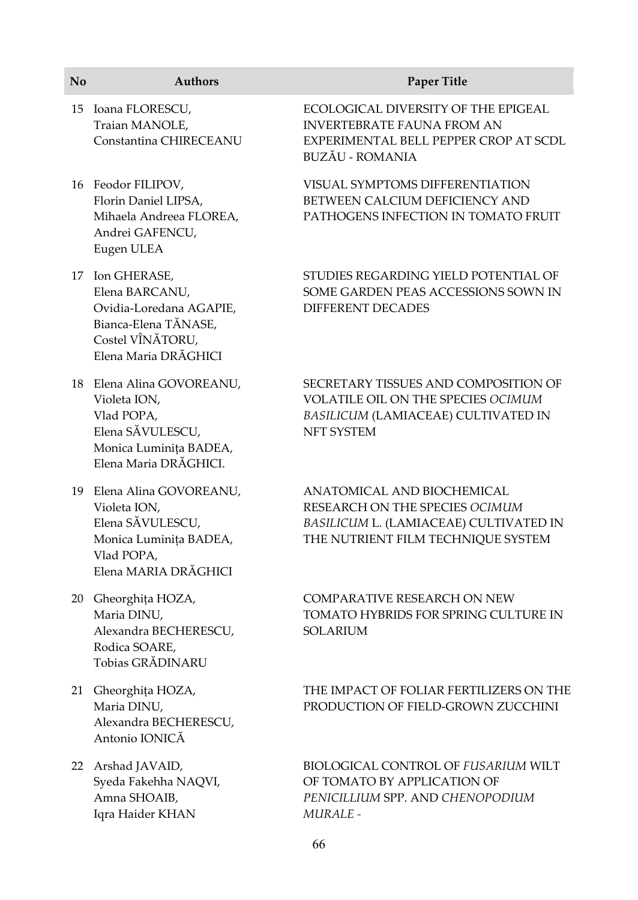| No | Authors | Paper Title |
|---|---|---|
| 15 | Ioana FLORESCU, Traian MANOLE, Constantina CHIRECEANU | ECOLOGICAL DIVERSITY OF THE EPIGEAL INVERTEBRATE FAUNA FROM AN EXPERIMENTAL BELL PEPPER CROP AT SCDL BUZĂU - ROMANIA |
| 16 | Feodor FILIPOV, Florin Daniel LIPSA, Mihaela Andreea FLOREA, Andrei GAFENCU, Eugen ULEA | VISUAL SYMPTOMS DIFFERENTIATION BETWEEN CALCIUM DEFICIENCY AND PATHOGENS INFECTION IN TOMATO FRUIT |
| 17 | Ion GHERASE, Elena BARCANU, Ovidia-Loredana AGAPIE, Bianca-Elena TĂNASE, Costel VÎNĂTORU, Elena Maria DRĂGHICI | STUDIES REGARDING YIELD POTENTIAL OF SOME GARDEN PEAS ACCESSIONS SOWN IN DIFFERENT DECADES |
| 18 | Elena Alina GOVOREANU, Violeta ION, Vlad POPA, Elena SĂVULESCU, Monica Luminița BADEA, Elena Maria DRĂGHICI. | SECRETARY TISSUES AND COMPOSITION OF VOLATILE OIL ON THE SPECIES *OCIMUM BASILICUM* (LAMIACEAE) CULTIVATED IN NFT SYSTEM |
| 19 | Elena Alina GOVOREANU, Violeta ION, Elena SĂVULESCU, Monica Luminița BADEA, Vlad POPA, Elena MARIA DRĂGHICI | ANATOMICAL AND BIOCHEMICAL RESEARCH ON THE SPECIES *OCIMUM BASILICUM* L. (LAMIACEAE) CULTIVATED IN THE NUTRIENT FILM TECHNIQUE SYSTEM |
| 20 | Gheorghița HOZA, Maria DINU, Alexandra BECHERESCU, Rodica SOARE, Tobias GRĂDINARU | COMPARATIVE RESEARCH ON NEW TOMATO HYBRIDS FOR SPRING CULTURE IN SOLARIUM |
| 21 | Gheorghița HOZA, Maria DINU, Alexandra BECHERESCU, Antonio IONICĂ | THE IMPACT OF FOLIAR FERTILIZERS ON THE PRODUCTION OF FIELD-GROWN ZUCCHINI |
| 22 | Arshad JAVAID, Syeda Fakehha NAQVI, Amna SHOAIB, Iqra Haider KHAN | BIOLOGICAL CONTROL OF *FUSARIUM* WILT OF TOMATO BY APPLICATION OF *PENICILLIUM* SPP. AND *CHENOPODIUM MURALE* - |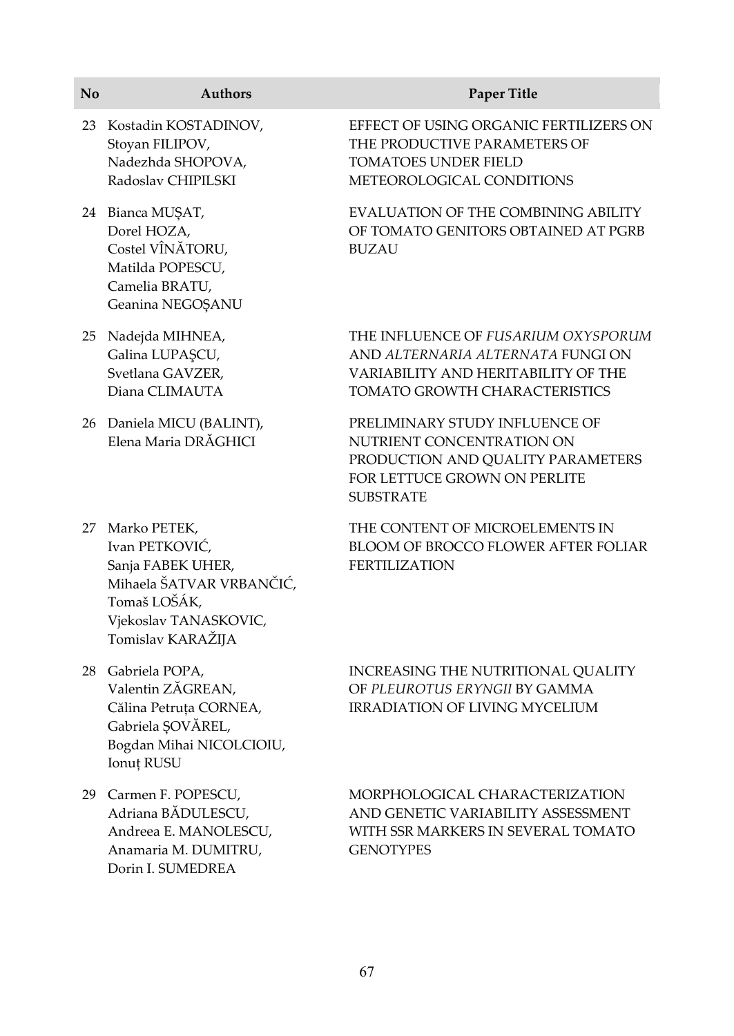| No | Authors | Paper Title |
|---|---|---|
| 23 | Kostadin KOSTADINOV, Stoyan FILIPOV, Nadezhda SHOPOVA, Radoslav CHIPILSKI | EFFECT OF USING ORGANIC FERTILIZERS ON THE PRODUCTIVE PARAMETERS OF TOMATOES UNDER FIELD METEOROLOGICAL CONDITIONS |
| 24 | Bianca MUȘAT, Dorel HOZA, Costel VÎNĂTORU, Matilda POPESCU, Camelia BRATU, Geanina NEGOȘANU | EVALUATION OF THE COMBINING ABILITY OF TOMATO GENITORS OBTAINED AT PGRB BUZAU |
| 25 | Nadejda MIHNEA, Galina LUPAŞCU, Svetlana GAVZER, Diana CLIMAUTA | THE INFLUENCE OF *FUSARIUM OXYSPORUM* AND *ALTERNARIA ALTERNATA* FUNGI ON VARIABILITY AND HERITABILITY OF THE TOMATO GROWTH CHARACTERISTICS |
| 26 | Daniela MICU (BALINT), Elena Maria DRĂGHICI | PRELIMINARY STUDY INFLUENCE OF NUTRIENT CONCENTRATION ON PRODUCTION AND QUALITY PARAMETERS FOR LETTUCE GROWN ON PERLITE SUBSTRATE |
| 27 | Marko PETEK, Ivan PETKOVIĆ, Sanja FABEK UHER, Mihaela ŠATVAR VRBANČIĆ, Tomaš LOŠÁK, Vjekoslav TANASKOVIC, Tomislav KARAŽIJA | THE CONTENT OF MICROELEMENTS IN BLOOM OF BROCCO FLOWER AFTER FOLIAR FERTILIZATION |
| 28 | Gabriela POPA, Valentin ZĂGREAN, Călina Petruța CORNEA, Gabriela ȘOVĂREL, Bogdan Mihai NICOLCIOIU, Ionuț RUSU | INCREASING THE NUTRITIONAL QUALITY OF *PLEUROTUS ERYNGII* BY GAMMA IRRADIATION OF LIVING MYCELIUM |
| 29 | Carmen F. POPESCU, Adriana BĂDULESCU, Andreea E. MANOLESCU, Anamaria M. DUMITRU, Dorin I. SUMEDREA | MORPHOLOGICAL CHARACTERIZATION AND GENETIC VARIABILITY ASSESSMENT WITH SSR MARKERS IN SEVERAL TOMATO GENOTYPES |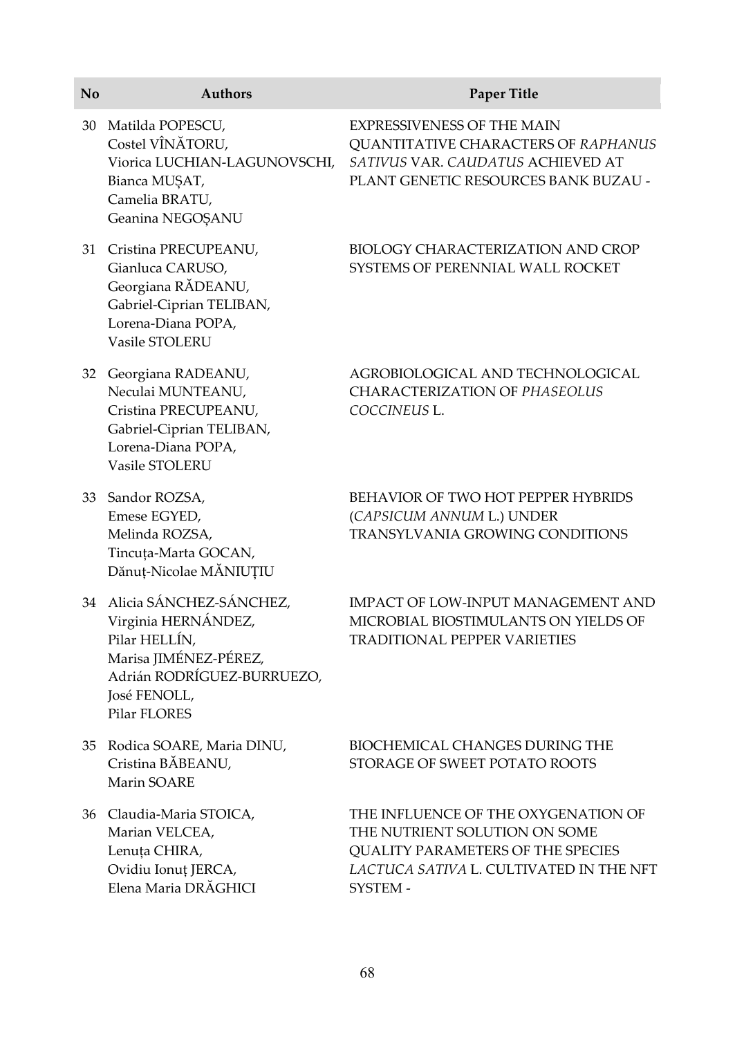| No | Authors | Paper Title |
|---|---|---|
| 30 | Matilda POPESCU, Costel VÎNĂTORU, Viorica LUCHIAN-LAGUNOVSCHI, Bianca MUȘAT, Camelia BRATU, Geanina NEGOȘANU | EXPRESSIVENESS OF THE MAIN QUANTITATIVE CHARACTERS OF *RAPHANUS SATIVUS* VAR. *CAUDATUS* ACHIEVED AT PLANT GENETIC RESOURCES BANK BUZAU - |
| 31 | Cristina PRECUPEANU, Gianluca CARUSO, Georgiana RĂDEANU, Gabriel-Ciprian TELIBAN, Lorena-Diana POPA, Vasile STOLERU | BIOLOGY CHARACTERIZATION AND CROP SYSTEMS OF PERENNIAL WALL ROCKET |
| 32 | Georgiana RADEANU, Neculai MUNTEANU, Cristina PRECUPEANU, Gabriel-Ciprian TELIBAN, Lorena-Diana POPA, Vasile STOLERU | AGROBIOLOGICAL AND TECHNOLOGICAL CHARACTERIZATION OF *PHASEOLUS COCCINEUS* L. |
| 33 | Sandor ROZSA, Emese EGYED, Melinda ROZSA, Tincuța-Marta GOCAN, Dănuț-Nicolae MĂNIUȚIU | BEHAVIOR OF TWO HOT PEPPER HYBRIDS (*CAPSICUM ANNUM* L.) UNDER TRANSYLVANIA GROWING CONDITIONS |
| 34 | Alicia SÁNCHEZ-SÁNCHEZ, Virginia HERNÁNDEZ, Pilar HELLÍN, Marisa JIMÉNEZ-PÉREZ, Adrián RODRÍGUEZ-BURRUEZO, José FENOLL, Pilar FLORES | IMPACT OF LOW-INPUT MANAGEMENT AND MICROBIAL BIOSTIMULANTS ON YIELDS OF TRADITIONAL PEPPER VARIETIES |
| 35 | Rodica SOARE, Maria DINU, Cristina BĂBEANU, Marin SOARE | BIOCHEMICAL CHANGES DURING THE STORAGE OF SWEET POTATO ROOTS |
| 36 | Claudia-Maria STOICA, Marian VELCEA, Lenuța CHIRA, Ovidiu Ionuț JERCA, Elena Maria DRĂGHICI | THE INFLUENCE OF THE OXYGENATION OF THE NUTRIENT SOLUTION ON SOME QUALITY PARAMETERS OF THE SPECIES *LACTUCA SATIVA* L. CULTIVATED IN THE NFT SYSTEM - |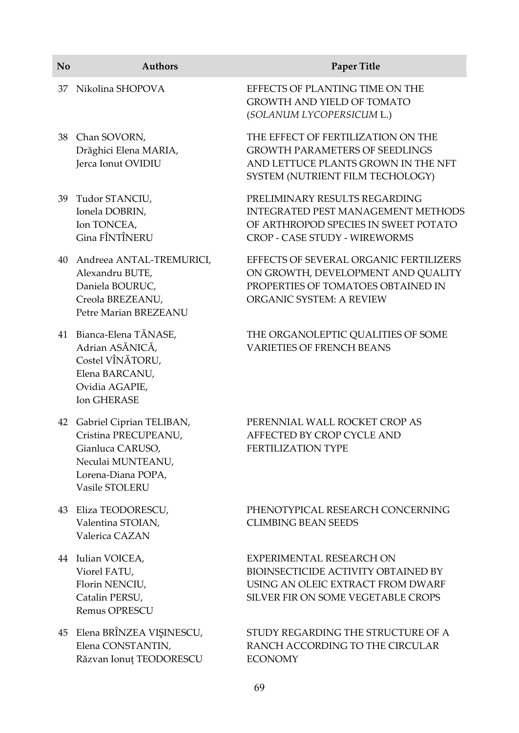| No | Authors | Paper Title |
|---|---|---|
| 37 | Nikolina SHOPOVA | EFFECTS OF PLANTING TIME ON THE GROWTH AND YIELD OF TOMATO (*SOLANUM LYCOPERSICUM* L.) |
| 38 | Chan SOVORN, Drăghici Elena MARIA, Jerca Ionut OVIDIU | THE EFFECT OF FERTILIZATION ON THE GROWTH PARAMETERS OF SEEDLINGS AND LETTUCE PLANTS GROWN IN THE NFT SYSTEM (NUTRIENT FILM TECHOLOGY) |
| 39 | Tudor STANCIU, Ionela DOBRIN, Ion TONCEA, Gina FÎNTÎNERU | PRELIMINARY RESULTS REGARDING INTEGRATED PEST MANAGEMENT METHODS OF ARTHROPOD SPECIES IN SWEET POTATO CROP - CASE STUDY - WIREWORMS |
| 40 | Andreea ANTAL-TREMURICI, Alexandru BUTE, Daniela BOURUC, Creola BREZEANU, Petre Marian BREZEANU | EFFECTS OF SEVERAL ORGANIC FERTILIZERS ON GROWTH, DEVELOPMENT AND QUALITY PROPERTIES OF TOMATOES OBTAINED IN ORGANIC SYSTEM: A REVIEW |
| 41 | Bianca-Elena TĂNASE, Adrian ASĂNICĂ, Costel VÎNĂTORU, Elena BARCANU, Ovidia AGAPIE, Ion GHERASE | THE ORGANOLEPTIC QUALITIES OF SOME VARIETIES OF FRENCH BEANS |
| 42 | Gabriel Ciprian TELIBAN, Cristina PRECUPEANU, Gianluca CARUSO, Neculai MUNTEANU, Lorena-Diana POPA, Vasile STOLERU | PERENNIAL WALL ROCKET CROP AS AFFECTED BY CROP CYCLE AND FERTILIZATION TYPE |
| 43 | Eliza TEODORESCU, Valentina STOIAN, Valerica CAZAN | PHENOTYPICAL RESEARCH CONCERNING CLIMBING BEAN SEEDS |
| 44 | Iulian VOICEA, Viorel FATU, Florin NENCIU, Catalin PERSU, Remus OPRESCU | EXPERIMENTAL RESEARCH ON BIOINSECTICIDE ACTIVITY OBTAINED BY USING AN OLEIC EXTRACT FROM DWARF SILVER FIR ON SOME VEGETABLE CROPS |
| 45 | Elena BRÎNZEA VIŞINESCU, Elena CONSTANTIN, Răzvan Ionuţ TEODORESCU | STUDY REGARDING THE STRUCTURE OF A RANCH ACCORDING TO THE CIRCULAR ECONOMY |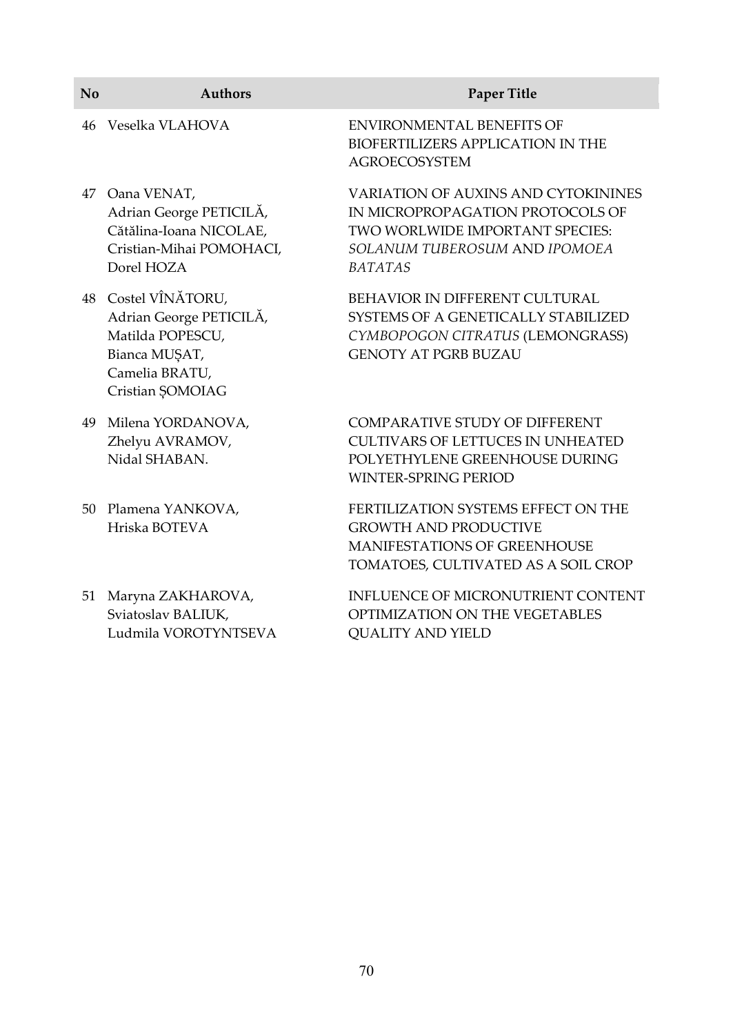| No | Authors | Paper Title |
|---|---|---|
| 46 | Veselka VLAHOVA | ENVIRONMENTAL BENEFITS OF BIOFERTILIZERS APPLICATION IN THE AGROECOSYSTEM |
| 47 | Oana VENAT, Adrian George PETICILĂ, Cătălina-Ioana NICOLAE, Cristian-Mihai POMOHACI, Dorel HOZA | VARIATION OF AUXINS AND CYTOKININES IN MICROPROPAGATION PROTOCOLS OF TWO WORLWIDE IMPORTANT SPECIES: *SOLANUM TUBEROSUM* AND *IPOMOEA BATATAS* |
| 48 | Costel VÎNĂTORU, Adrian George PETICILĂ, Matilda POPESCU, Bianca MUȘAT, Camelia BRATU, Cristian ȘOMOIAG | BEHAVIOR IN DIFFERENT CULTURAL SYSTEMS OF A GENETICALLY STABILIZED *CYMBOPOGON CITRATUS* (LEMONGRASS) GENOTY AT PGRB BUZAU |
| 49 | Milena YORDANOVA, Zhelyu AVRAMOV, Nidal SHABAN. | COMPARATIVE STUDY OF DIFFERENT CULTIVARS OF LETTUCES IN UNHEATED POLYETHYLENE GREENHOUSE DURING WINTER-SPRING PERIOD |
| 50 | Plamena YANKOVA, Hriska BOTEVA | FERTILIZATION SYSTEMS EFFECT ON THE GROWTH AND PRODUCTIVE MANIFESTATIONS OF GREENHOUSE TOMATOES, CULTIVATED AS A SOIL CROP |
| 51 | Maryna ZAKHAROVA, Sviatoslav BALIUK, Ludmila VOROTYNTSEVA | INFLUENCE OF MICRONUTRIENT CONTENT OPTIMIZATION ON THE VEGETABLES QUALITY AND YIELD |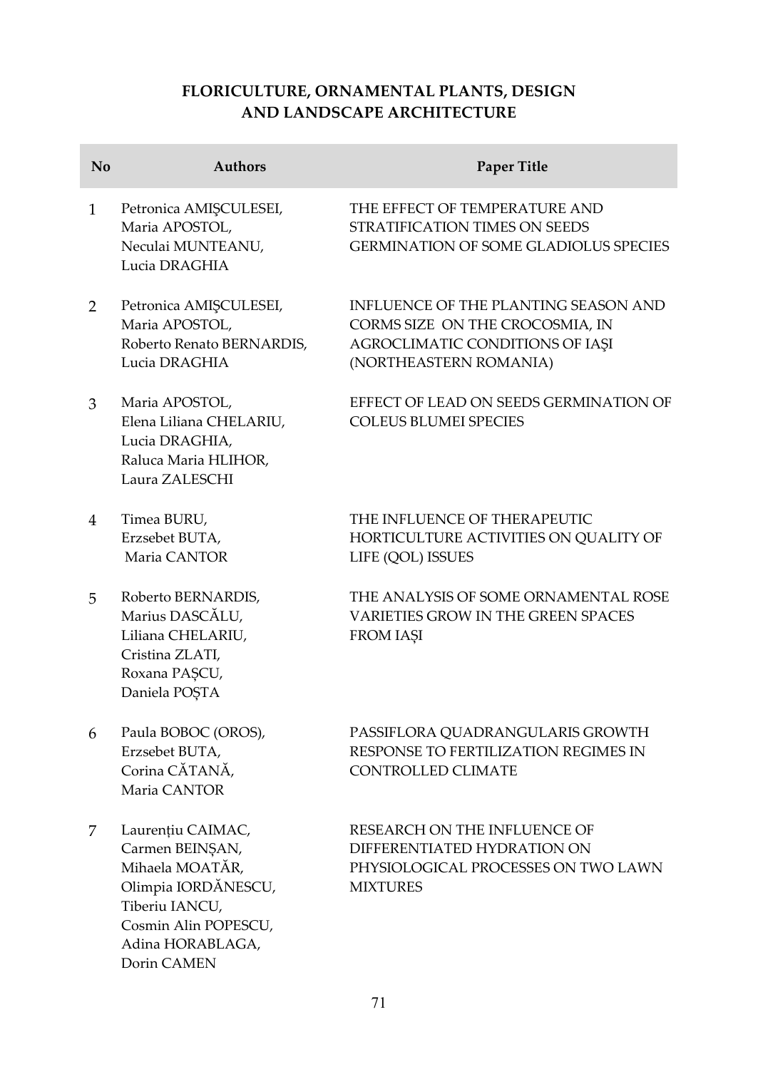## FLORICULTURE, ORNAMENTAL PLANTS, DESIGN AND LANDSCAPE ARCHITECTURE

| No | Authors | Paper Title |
|---|---|---|
| 1 | Petronica AMIŞCULESEI, Maria APOSTOL, Neculai MUNTEANU, Lucia DRAGHIA | THE EFFECT OF TEMPERATURE AND STRATIFICATION TIMES ON SEEDS GERMINATION OF SOME GLADIOLUS SPECIES |
| 2 | Petronica AMIŞCULESEI, Maria APOSTOL, Roberto Renato BERNARDIS, Lucia DRAGHIA | INFLUENCE OF THE PLANTING SEASON AND CORMS SIZE ON THE CROCOSMIA, IN AGROCLIMATIC CONDITIONS OF IAŞI (NORTHEASTERN ROMANIA) |
| 3 | Maria APOSTOL, Elena Liliana CHELARIU, Lucia DRAGHIA, Raluca Maria HLIHOR, Laura ZALESCHI | EFFECT OF LEAD ON SEEDS GERMINATION OF COLEUS BLUMEI SPECIES |
| 4 | Timea BURU, Erzsebet BUTA, Maria CANTOR | THE INFLUENCE OF THERAPEUTIC HORTICULTURE ACTIVITIES ON QUALITY OF LIFE (QOL) ISSUES |
| 5 | Roberto BERNARDIS, Marius DASCĂLU, Liliana CHELARIU, Cristina ZLATI, Roxana PAȘCU, Daniela POȘTA | THE ANALYSIS OF SOME ORNAMENTAL ROSE VARIETIES GROW IN THE GREEN SPACES FROM IAȘI |
| 6 | Paula BOBOC (OROS), Erzsebet BUTA, Corina CĂTANĂ, Maria CANTOR | PASSIFLORA QUADRANGULARIS GROWTH RESPONSE TO FERTILIZATION REGIMES IN CONTROLLED CLIMATE |
| 7 | Laurențiu CAIMAC, Carmen BEINȘAN, Mihaela MOATĂR, Olimpia IORDĂNESCU, Tiberiu IANCU, Cosmin Alin POPESCU, Adina HORABLAGA, Dorin CAMEN | RESEARCH ON THE INFLUENCE OF DIFFERENTIATED HYDRATION ON PHYSIOLOGICAL PROCESSES ON TWO LAWN MIXTURES |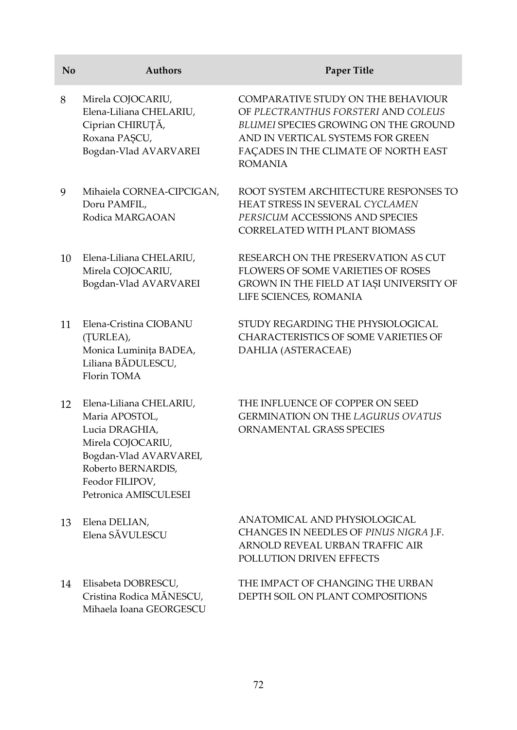| No | Authors | Paper Title |
|---|---|---|
| 8 | Mirela COJOCARIU, Elena-Liliana CHELARIU, Ciprian CHIRUȚĂ, Roxana PAȘCU, Bogdan-Vlad AVARVAREI | COMPARATIVE STUDY ON THE BEHAVIOUR OF *PLECTRANTHUS FORSTERI* AND *COLEUS BLUMEI* SPECIES GROWING ON THE GROUND AND IN VERTICAL SYSTEMS FOR GREEN FAÇADES IN THE CLIMATE OF NORTH EAST ROMANIA |
| 9 | Mihaiela CORNEA-CIPCIGAN, Doru PAMFIL, Rodica MARGAOAN | ROOT SYSTEM ARCHITECTURE RESPONSES TO HEAT STRESS IN SEVERAL *CYCLAMEN PERSICUM* ACCESSIONS AND SPECIES CORRELATED WITH PLANT BIOMASS |
| 10 | Elena-Liliana CHELARIU, Mirela COJOCARIU, Bogdan-Vlad AVARVAREI | RESEARCH ON THE PRESERVATION AS CUT FLOWERS OF SOME VARIETIES OF ROSES GROWN IN THE FIELD AT IAȘI UNIVERSITY OF LIFE SCIENCES, ROMANIA |
| 11 | Elena-Cristina CIOBANU (ȚURLEA), Monica Luminița BADEA, Liliana BĂDULESCU, Florin TOMA | STUDY REGARDING THE PHYSIOLOGICAL CHARACTERISTICS OF SOME VARIETIES OF DAHLIA (ASTERACEAE) |
| 12 | Elena-Liliana CHELARIU, Maria APOSTOL, Lucia DRAGHIA, Mirela COJOCARIU, Bogdan-Vlad AVARVAREI, Roberto BERNARDIS, Feodor FILIPOV, Petronica AMISCULESEI | THE INFLUENCE OF COPPER ON SEED GERMINATION ON THE *LAGURUS OVATUS* ORNAMENTAL GRASS SPECIES |
| 13 | Elena DELIAN, Elena SĂVULESCU | ANATOMICAL AND PHYSIOLOGICAL CHANGES IN NEEDLES OF *PINUS NIGRA* J.F. ARNOLD REVEAL URBAN TRAFFIC AIR POLLUTION DRIVEN EFFECTS |
| 14 | Elisabeta DOBRESCU, Cristina Rodica MĂNESCU, Mihaela Ioana GEORGESCU | THE IMPACT OF CHANGING THE URBAN DEPTH SOIL ON PLANT COMPOSITIONS |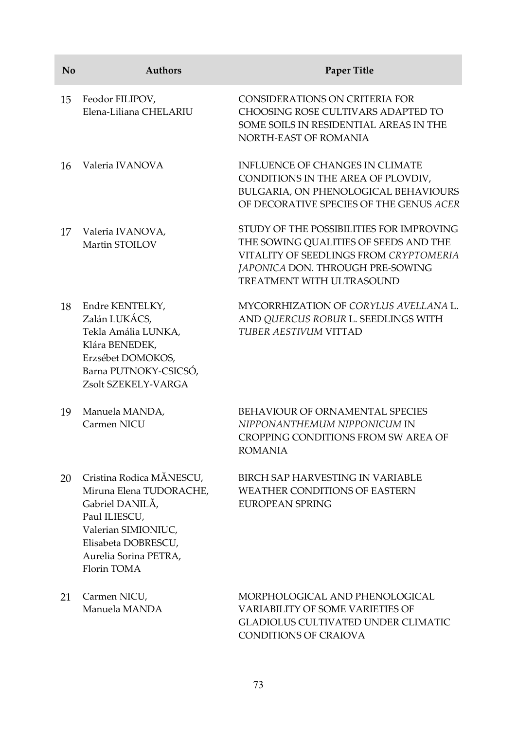| No | Authors | Paper Title |
|---|---|---|
| 15 | Feodor FILIPOV, Elena-Liliana CHELARIU | CONSIDERATIONS ON CRITERIA FOR CHOOSING ROSE CULTIVARS ADAPTED TO SOME SOILS IN RESIDENTIAL AREAS IN THE NORTH-EAST OF ROMANIA |
| 16 | Valeria IVANOVA | INFLUENCE OF CHANGES IN CLIMATE CONDITIONS IN THE AREA OF PLOVDIV, BULGARIA, ON PHENOLOGICAL BEHAVIOURS OF DECORATIVE SPECIES OF THE GENUS *ACER* |
| 17 | Valeria IVANOVA, Martin STOILOV | STUDY OF THE POSSIBILITIES FOR IMPROVING THE SOWING QUALITIES OF SEEDS AND THE VITALITY OF SEEDLINGS FROM *CRYPTOMERIA JAPONICA* DON. THROUGH PRE-SOWING TREATMENT WITH ULTRASOUND |
| 18 | Endre KENTELKY, Zalán LUKÁCS, Tekla Amália LUNKA, Klára BENEDEK, Erzsébet DOMOKOS, Barna PUTNOKY-CSICSÓ, Zsolt SZEKELY-VARGA | MYCORRHIZATION OF *CORYLUS AVELLANA* L. AND *QUERCUS ROBUR* L. SEEDLINGS WITH *TUBER AESTIVUM* VITTAD |
| 19 | Manuela MANDA, Carmen NICU | BEHAVIOUR OF ORNAMENTAL SPECIES *NIPPONANTHEMUM NIPPONICUM* IN CROPPING CONDITIONS FROM SW AREA OF ROMANIA |
| 20 | Cristina Rodica MĂNESCU, Miruna Elena TUDORACHE, Gabriel DANILĂ, Paul ILIESCU, Valerian SIMIONIUC, Elisabeta DOBRESCU, Aurelia Sorina PETRA, Florin TOMA | BIRCH SAP HARVESTING IN VARIABLE WEATHER CONDITIONS OF EASTERN EUROPEAN SPRING |
| 21 | Carmen NICU, Manuela MANDA | MORPHOLOGICAL AND PHENOLOGICAL VARIABILITY OF SOME VARIETIES OF GLADIOLUS CULTIVATED UNDER CLIMATIC CONDITIONS OF CRAIOVA |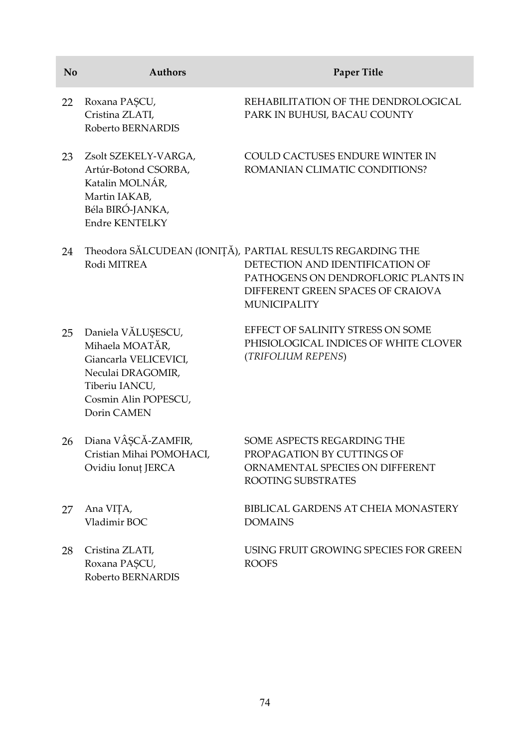| No | Authors | Paper Title |
|---|---|---|
| 22 | Roxana PAȘCU, Cristina ZLATI, Roberto BERNARDIS | REHABILITATION OF THE DENDROLOGICAL PARK IN BUHUSI, BACAU COUNTY |
| 23 | Zsolt SZEKELY-VARGA, Artúr-Botond CSORBA, Katalin MOLNÁR, Martin IAKAB, Béla BIRÓ-JANKA, Endre KENTELKY | COULD CACTUSES ENDURE WINTER IN ROMANIAN CLIMATIC CONDITIONS? |
| 24 | Theodora SĂLCUDEAN (IONIȚĂ), Rodi MITREA | PARTIAL RESULTS REGARDING THE DETECTION AND IDENTIFICATION OF PATHOGENS ON DENDROFLORIC PLANTS IN DIFFERENT GREEN SPACES OF CRAIOVA MUNICIPALITY |
| 25 | Daniela VĂLUȘESCU, Mihaela MOATĂR, Giancarla VELICEVICI, Neculai DRAGOMIR, Tiberiu IANCU, Cosmin Alin POPESCU, Dorin CAMEN | EFFECT OF SALINITY STRESS ON SOME PHISIOLOGICAL INDICES OF WHITE CLOVER (*TRIFOLIUM REPENS*) |
| 26 | Diana VÂȘCĂ-ZAMFIR, Cristian Mihai POMOHACI, Ovidiu Ionuț JERCA | SOME ASPECTS REGARDING THE PROPAGATION BY CUTTINGS OF ORNAMENTAL SPECIES ON DIFFERENT ROOTING SUBSTRATES |
| 27 | Ana VIȚA, Vladimir BOC | BIBLICAL GARDENS AT CHEIA MONASTERY DOMAINS |
| 28 | Cristina ZLATI, Roxana PAȘCU, Roberto BERNARDIS | USING FRUIT GROWING SPECIES FOR GREEN ROOFS |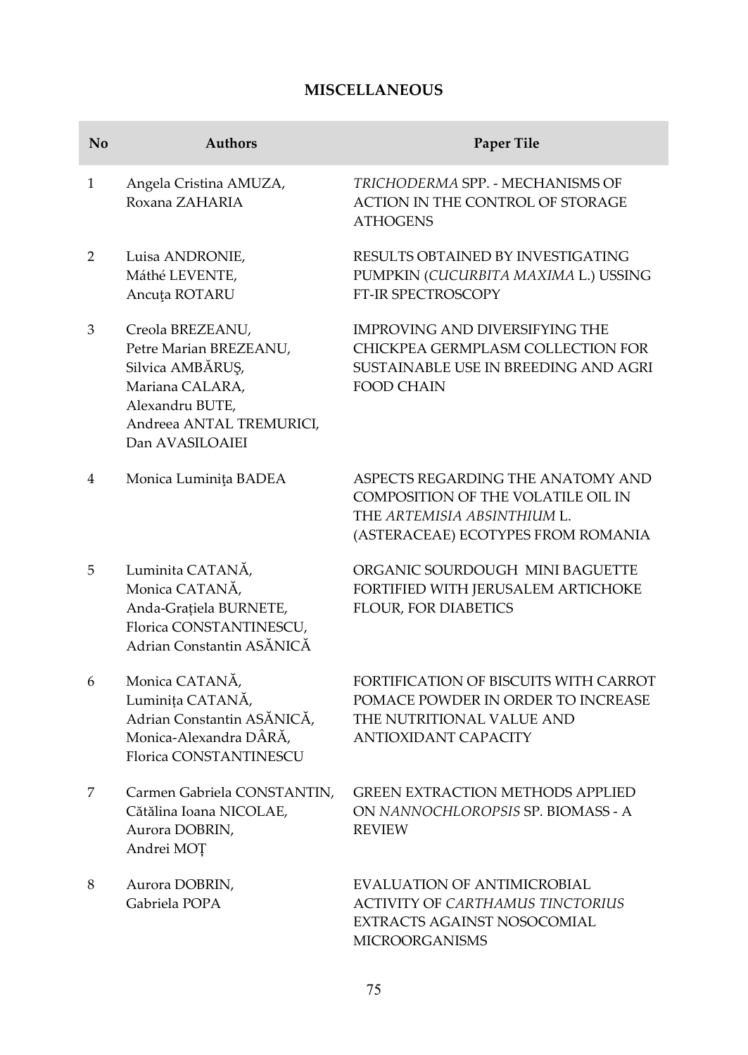## MISCELLANEOUS

| No | Authors | Paper Tile |
|---|---|---|
| 1 | Angela Cristina AMUZA, Roxana ZAHARIA | *TRICHODERMA* SPP. - MECHANISMS OF ACTION IN THE CONTROL OF STORAGE ATHOGENS |
| 2 | Luisa ANDRONIE, Máthé LEVENTE, Ancuţa ROTARU | RESULTS OBTAINED BY INVESTIGATING PUMPKIN (*CUCURBITA MAXIMA* L.) USSING FT-IR SPECTROSCOPY |
| 3 | Creola BREZEANU, Petre Marian BREZEANU, Silvica AMBĂRUȘ, Mariana CALARA, Alexandru BUTE, Andreea ANTAL TREMURICI, Dan AVASILOAIEI | IMPROVING AND DIVERSIFYING THE CHICKPEA GERMPLASM COLLECTION FOR SUSTAINABLE USE IN BREEDING AND AGRI FOOD CHAIN |
| 4 | Monica Luminiţa BADEA | ASPECTS REGARDING THE ANATOMY AND COMPOSITION OF THE VOLATILE OIL IN THE *ARTEMISIA ABSINTHIUM* L. (ASTERACEAE) ECOTYPES FROM ROMANIA |
| 5 | Luminita CATANĂ, Monica CATANĂ, Anda-Grațiela BURNETE, Florica CONSTANTINESCU, Adrian Constantin ASĂNICĂ | ORGANIC SOURDOUGH MINI BAGUETTE FORTIFIED WITH JERUSALEM ARTICHOKE FLOUR, FOR DIABETICS |
| 6 | Monica CATANĂ, Luminița CATANĂ, Adrian Constantin ASĂNICĂ, Monica-Alexandra DÂRĂ, Florica CONSTANTINESCU | FORTIFICATION OF BISCUITS WITH CARROT POMACE POWDER IN ORDER TO INCREASE THE NUTRITIONAL VALUE AND ANTIOXIDANT CAPACITY |
| 7 | Carmen Gabriela CONSTANTIN, Cătălina Ioana NICOLAE, Aurora DOBRIN, Andrei MOȚ | GREEN EXTRACTION METHODS APPLIED ON *NANNOCHLOROPSIS* SP. BIOMASS - A REVIEW |
| 8 | Aurora DOBRIN, Gabriela POPA | EVALUATION OF ANTIMICROBIAL ACTIVITY OF *CARTHAMUS TINCTORIUS* EXTRACTS AGAINST NOSOCOMIAL MICROORGANISMS |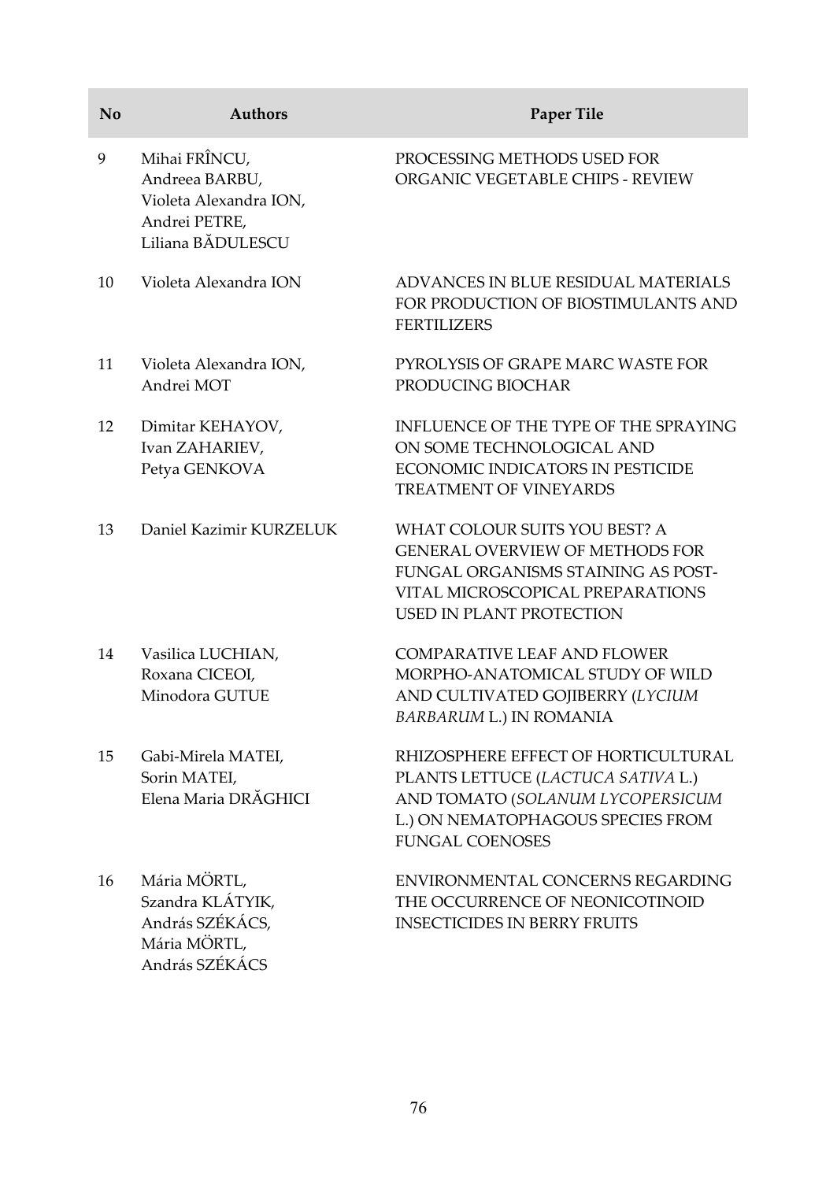| No | Authors | Paper Tile |
|---|---|---|
| 9 | Mihai FRÎNCU, Andreea BARBU, Violeta Alexandra ION, Andrei PETRE, Liliana BĂDULESCU | PROCESSING METHODS USED FOR ORGANIC VEGETABLE CHIPS - REVIEW |
| 10 | Violeta Alexandra ION | ADVANCES IN BLUE RESIDUAL MATERIALS FOR PRODUCTION OF BIOSTIMULANTS AND FERTILIZERS |
| 11 | Violeta Alexandra ION, Andrei MOT | PYROLYSIS OF GRAPE MARC WASTE FOR PRODUCING BIOCHAR |
| 12 | Dimitar KEHAYOV, Ivan ZAHARIEV, Petya GENKOVA | INFLUENCE OF THE TYPE OF THE SPRAYING ON SOME TECHNOLOGICAL AND ECONOMIC INDICATORS IN PESTICIDE TREATMENT OF VINEYARDS |
| 13 | Daniel Kazimir KURZELUK | WHAT COLOUR SUITS YOU BEST? A GENERAL OVERVIEW OF METHODS FOR FUNGAL ORGANISMS STAINING AS POST-VITAL MICROSCOPICAL PREPARATIONS USED IN PLANT PROTECTION |
| 14 | Vasilica LUCHIAN, Roxana CICEOI, Minodora GUTUE | COMPARATIVE LEAF AND FLOWER MORPHO-ANATOMICAL STUDY OF WILD AND CULTIVATED GOJIBERRY (*LYCIUM BARBARUM* L.) IN ROMANIA |
| 15 | Gabi-Mirela MATEI, Sorin MATEI, Elena Maria DRĂGHICI | RHIZOSPHERE EFFECT OF HORTICULTURAL PLANTS LETTUCE (*LACTUCA SATIVA* L.) AND TOMATO (*SOLANUM LYCOPERSICUM* L.) ON NEMATOPHAGOUS SPECIES FROM FUNGAL COENOSES |
| 16 | Mária MÖRTL, Szandra KLÁTYIK, András SZÉKÁCS, Mária MÖRTL, András SZÉKÁCS | ENVIRONMENTAL CONCERNS REGARDING THE OCCURRENCE OF NEONICOTINOID INSECTICIDES IN BERRY FRUITS |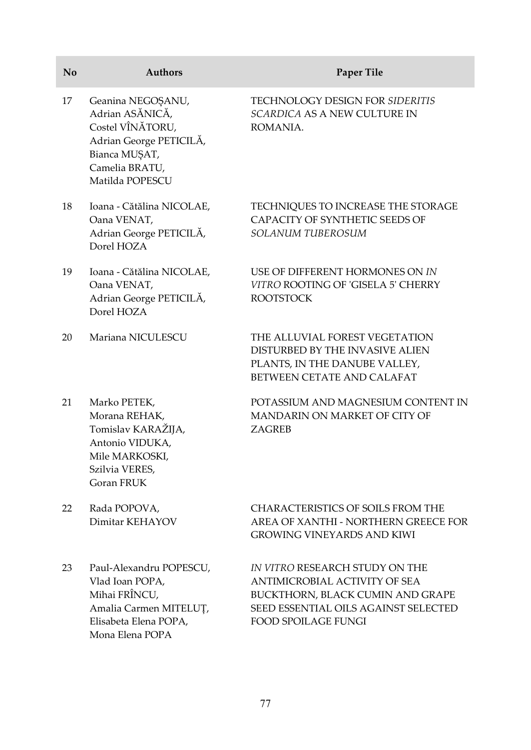| No | Authors | Paper Tile |
|---|---|---|
| 17 | Geanina NEGOȘANU, Adrian ASĂNICĂ, Costel VÎNĂTORU, Adrian George PETICILĂ, Bianca MUȘAT, Camelia BRATU, Matilda POPESCU | TECHNOLOGY DESIGN FOR *SIDERITIS SCARDICA* AS A NEW CULTURE IN ROMANIA. |
| 18 | Ioana - Cătălina NICOLAE, Oana VENAT, Adrian George PETICILĂ, Dorel HOZA | TECHNIQUES TO INCREASE THE STORAGE CAPACITY OF SYNTHETIC SEEDS OF *SOLANUM TUBEROSUM* |
| 19 | Ioana - Cătălina NICOLAE, Oana VENAT, Adrian George PETICILĂ, Dorel HOZA | USE OF DIFFERENT HORMONES ON *IN VITRO* ROOTING OF 'GISELA 5' CHERRY ROOTSTOCK |
| 20 | Mariana NICULESCU | THE ALLUVIAL FOREST VEGETATION DISTURBED BY THE INVASIVE ALIEN PLANTS, IN THE DANUBE VALLEY, BETWEEN CETATE AND CALAFAT |
| 21 | Marko PETEK, Morana REHAK, Tomislav KARAŽIJA, Antonio VIDUKA, Mile MARKOSKI, Szilvia VERES, Goran FRUK | POTASSIUM AND MAGNESIUM CONTENT IN MANDARIN ON MARKET OF CITY OF ZAGREB |
| 22 | Rada POPOVA, Dimitar KEHAYOV | CHARACTERISTICS OF SOILS FROM THE AREA OF XANTHI - NORTHERN GREECE FOR GROWING VINEYARDS AND KIWI |
| 23 | Paul-Alexandru POPESCU, Vlad Ioan POPA, Mihai FRÎNCU, Amalia Carmen MITELUȚ, Elisabeta Elena POPA, Mona Elena POPA | *IN VITRO* RESEARCH STUDY ON THE ANTIMICROBIAL ACTIVITY OF SEA BUCKTHORN, BLACK CUMIN AND GRAPE SEED ESSENTIAL OILS AGAINST SELECTED FOOD SPOILAGE FUNGI |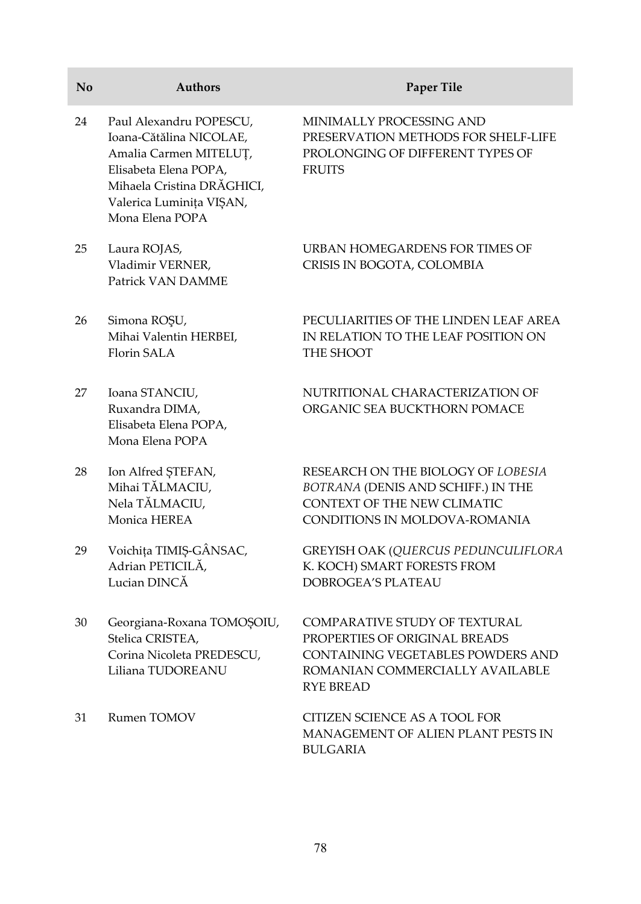| No | Authors | Paper Tile |
|---|---|---|
| 24 | Paul Alexandru POPESCU, Ioana-Cătălina NICOLAE, Amalia Carmen MITELUȚ, Elisabeta Elena POPA, Mihaela Cristina DRĂGHICI, Valerica Luminița VIȘAN, Mona Elena POPA | MINIMALLY PROCESSING AND PRESERVATION METHODS FOR SHELF-LIFE PROLONGING OF DIFFERENT TYPES OF FRUITS |
| 25 | Laura ROJAS, Vladimir VERNER, Patrick VAN DAMME | URBAN HOMEGARDENS FOR TIMES OF CRISIS IN BOGOTA, COLOMBIA |
| 26 | Simona ROŞU, Mihai Valentin HERBEI, Florin SALA | PECULIARITIES OF THE LINDEN LEAF AREA IN RELATION TO THE LEAF POSITION ON THE SHOOT |
| 27 | Ioana STANCIU, Ruxandra DIMA, Elisabeta Elena POPA, Mona Elena POPA | NUTRITIONAL CHARACTERIZATION OF ORGANIC SEA BUCKTHORN POMACE |
| 28 | Ion Alfred ȘTEFAN, Mihai TĂLMACIU, Nela TĂLMACIU, Monica HEREA | RESEARCH ON THE BIOLOGY OF *LOBESIA BOTRANA* (DENIS AND SCHIFF.) IN THE CONTEXT OF THE NEW CLIMATIC CONDITIONS IN MOLDOVA-ROMANIA |
| 29 | Voichița TIMIȘ-GÂNSAC, Adrian PETICILĂ, Lucian DINCĂ | GREYISH OAK (*QUERCUS PEDUNCULIFLORA* K. KOCH) SMART FORESTS FROM DOBROGEA'S PLATEAU |
| 30 | Georgiana-Roxana TOMOȘOIU, Stelica CRISTEA, Corina Nicoleta PREDESCU, Liliana TUDOREANU | COMPARATIVE STUDY OF TEXTURAL PROPERTIES OF ORIGINAL BREADS CONTAINING VEGETABLES POWDERS AND ROMANIAN COMMERCIALLY AVAILABLE RYE BREAD |
| 31 | Rumen TOMOV | CITIZEN SCIENCE AS A TOOL FOR MANAGEMENT OF ALIEN PLANT PESTS IN BULGARIA |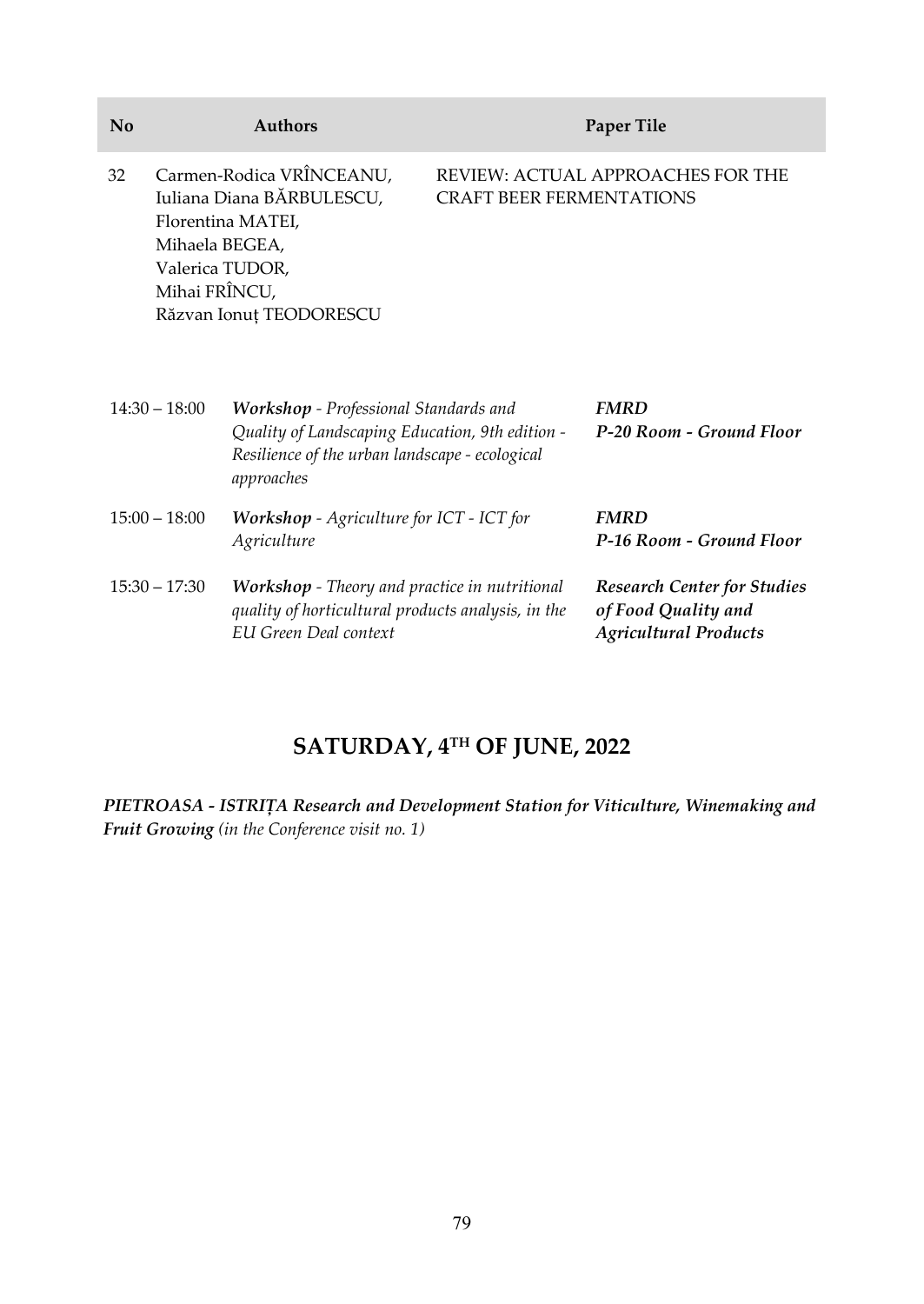| No | Authors | Paper Tile |
|---|---|---|
| 32 | Carmen-Rodica VRÎNCEANU, Iuliana Diana BĂRBULESCU, Florentina MATEI, Mihaela BEGEA, Valerica TUDOR, Mihai FRÎNCU, Răzvan Ionuț TEODORESCU | REVIEW: ACTUAL APPROACHES FOR THE CRAFT BEER FERMENTATIONS |

| | | |
|---|---|---|
| 14:30 – 18:00 | ***Workshop*** *- Professional Standards and Quality of Landscaping Education, 9th edition - Resilience of the urban landscape - ecological approaches* | ***FMRD*** ***P-20 Room - Ground Floor*** |
| 15:00 – 18:00 | ***Workshop*** *- Agriculture for ICT - ICT for Agriculture* | ***FMRD*** ***P-16 Room - Ground Floor*** |
| 15:30 – 17:30 | ***Workshop*** *- Theory and practice in nutritional quality of horticultural products analysis, in the EU Green Deal context* | ***Research Center for Studies of Food Quality and Agricultural Products*** |

## SATURDAY, 4TH OF JUNE, 2022

***PIETROASA - ISTRIȚA Research and Development Station for Viticulture, Winemaking and Fruit Growing*** *(in the Conference visit no. 1)*